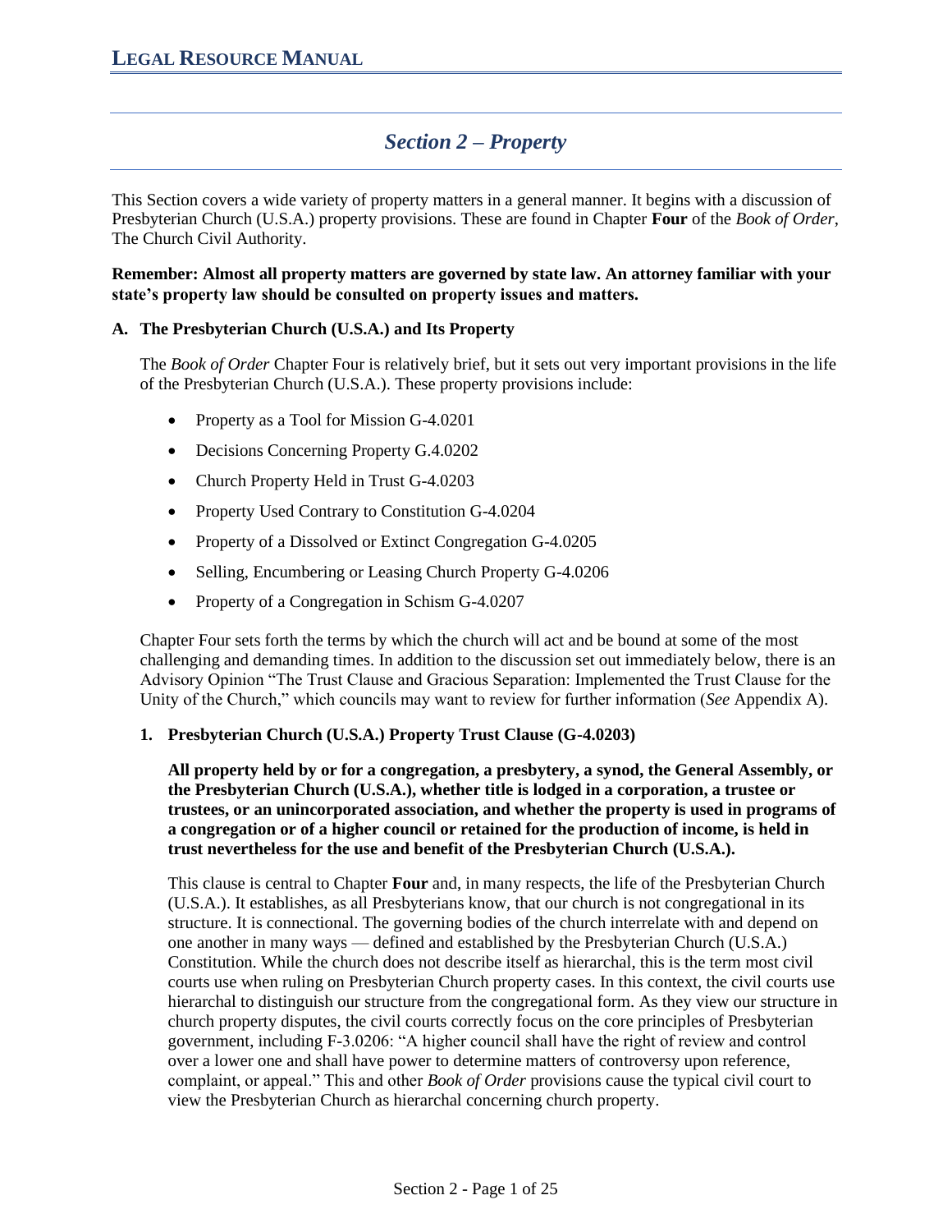# Section 2 – Property

This Section covers a wide variety of property matters in a general manner. It begins with a discussion of Presbyterian Church (U.S.A.) property provisions. These are found in Chapter **Four** of the *Book of Order*, The Church Civil Authority.

**Remember: Almost all property matters are governed by state law. An attorney familiar with your state's property law should be consulted on property issues and matters.**

## A. The Presbyterian Church (U.S.A.) and Its Property

The *Book of Order* Chapter Four is relatively brief, but it sets out very important provisions in the life of the Presbyterian Church (U.S.A.). These property provisions include:

- Property as a Tool for Mission G-4.0201
- Decisions Concerning Property G.4.0202
- Church Property Held in Trust G-4.0203
- Property Used Contrary to Constitution G-4.0204
- Property of a Dissolved or Extinct Congregation G-4.0205
- Selling, Encumbering or Leasing Church Property G-4.0206
- Property of a Congregation in Schism G-4.0207

Chapter Four sets forth the terms by which the church will act and be bound at some of the most challenging and demanding times. In addition to the discussion set out immediately below, there is an Advisory Opinion "The Trust Clause and Gracious Separation: Implemented the Trust Clause for the Unity of the Church," which councils may want to review for further information (*See* Appendix A).

### 1. Presbyterian Church (U.S.A.) Property Trust Clause (G-4.0203)

**All property held by or for a congregation, a presbytery, a synod, the General Assembly, or the Presbyterian Church (U.S.A.), whether title is lodged in a corporation, a trustee or trustees, or an unincorporated association, and whether the property is used in programs of a congregation or of a higher council or retained for the production of income, is held in trust nevertheless for the use and benefit of the Presbyterian Church (U.S.A.).**

This clause is central to Chapter **Four** and, in many respects, the life of the Presbyterian Church (U.S.A.). It establishes, as all Presbyterians know, that our church is not congregational in its structure. It is connectional. The governing bodies of the church interrelate with and depend on one another in many ways — defined and established by the Presbyterian Church (U.S.A.) Constitution. While the church does not describe itself as hierarchal, this is the term most civil courts use when ruling on Presbyterian Church property cases. In this context, the civil courts use hierarchal to distinguish our structure from the congregational form. As they view our structure in church property disputes, the civil courts correctly focus on the core principles of Presbyterian government, including F-3.0206: "A higher council shall have the right of review and control over a lower one and shall have power to determine matters of controversy upon reference, complaint, or appeal." This and other *Book of Order* provisions cause the typical civil court to view the Presbyterian Church as hierarchal concerning church property.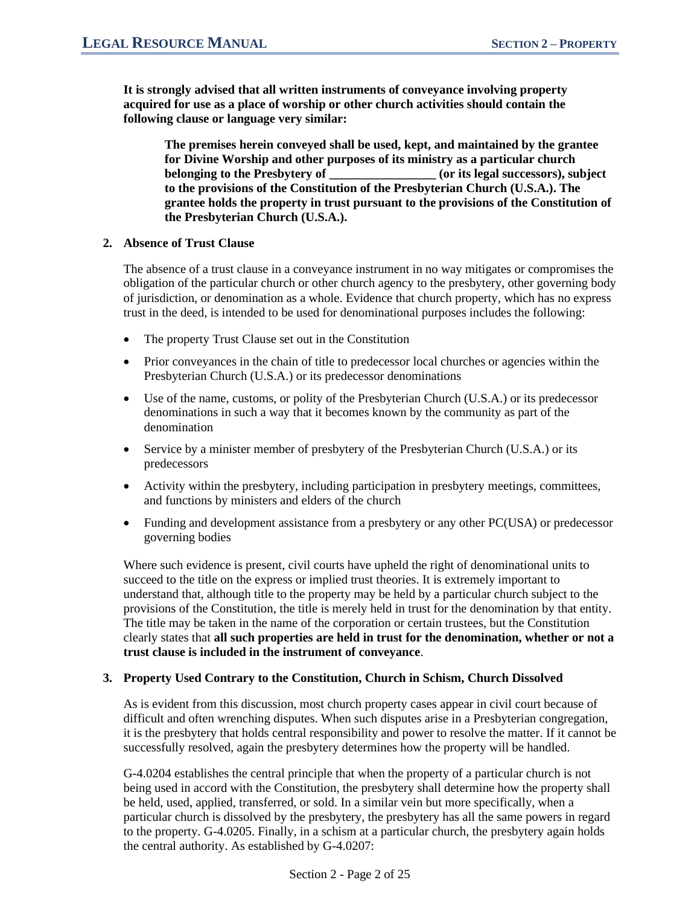**It is strongly advised that all written instruments of conveyance involving property acquired for use as a place of worship or other church activities should contain the following clause or language very similar:**

> **The premises herein conveyed shall be used, kept, and maintained by the grantee for Divine Worship and other purposes of its ministry as a particular church belonging to the Presbytery of _________________ (or its legal successors), subject to the provisions of the Constitution of the Presbyterian Church (U.S.A.). The grantee holds the property in trust pursuant to the provisions of the Constitution of the Presbyterian Church (U.S.A.).**

## 2. Absence of Trust Clause

The absence of a trust clause in a conveyance instrument in no way mitigates or compromises the obligation of the particular church or other church agency to the presbytery, other governing body of jurisdiction, or denomination as a whole. Evidence that church property, which has no express trust in the deed, is intended to be used for denominational purposes includes the following:

- The property Trust Clause set out in the Constitution
- Prior conveyances in the chain of title to predecessor local churches or agencies within the Presbyterian Church (U.S.A.) or its predecessor denominations
- Use of the name, customs, or polity of the Presbyterian Church (U.S.A.) or its predecessor denominations in such a way that it becomes known by the community as part of the denomination
- Service by a minister member of presbytery of the Presbyterian Church (U.S.A.) or its predecessors
- Activity within the presbytery, including participation in presbytery meetings, committees, and functions by ministers and elders of the church
- Funding and development assistance from a presbytery or any other PC(USA) or predecessor governing bodies

Where such evidence is present, civil courts have upheld the right of denominational units to succeed to the title on the express or implied trust theories. It is extremely important to understand that, although title to the property may be held by a particular church subject to the provisions of the Constitution, the title is merely held in trust for the denomination by that entity. The title may be taken in the name of the corporation or certain trustees, but the Constitution clearly states that **all such properties are held in trust for the denomination, whether or not a trust clause is included in the instrument of conveyance**.

## 3. Property Used Contrary to the Constitution, Church in Schism, Church Dissolved

As is evident from this discussion, most church property cases appear in civil court because of difficult and often wrenching disputes. When such disputes arise in a Presbyterian congregation, it is the presbytery that holds central responsibility and power to resolve the matter. If it cannot be successfully resolved, again the presbytery determines how the property will be handled.

G-4.0204 establishes the central principle that when the property of a particular church is not being used in accord with the Constitution, the presbytery shall determine how the property shall be held, used, applied, transferred, or sold. In a similar vein but more specifically, when a particular church is dissolved by the presbytery, the presbytery has all the same powers in regard to the property. G-4.0205. Finally, in a schism at a particular church, the presbytery again holds the central authority. As established by G-4.0207: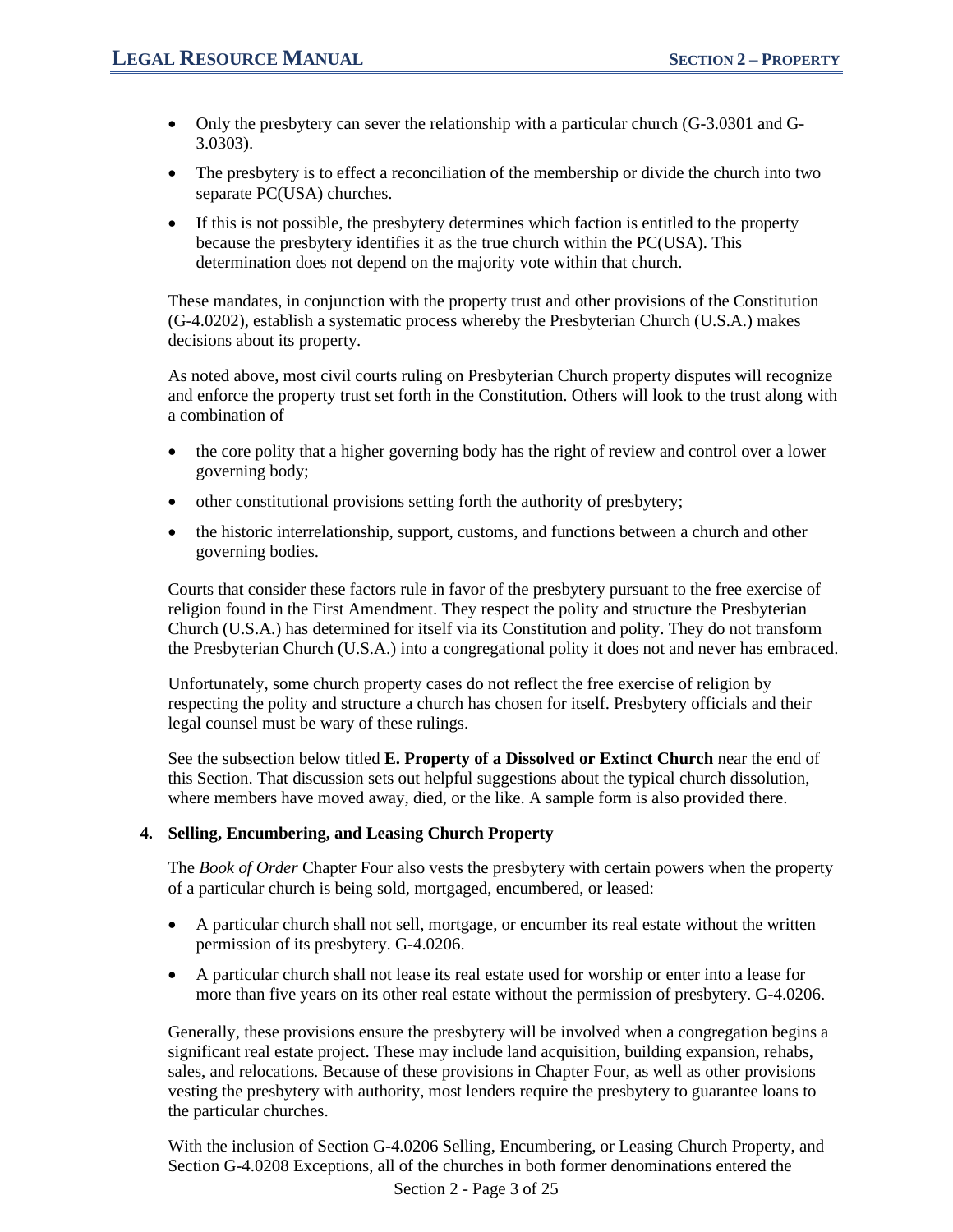- Only the presbytery can sever the relationship with a particular church (G-3.0301 and G-3.0303).
- The presbytery is to effect a reconciliation of the membership or divide the church into two separate PC(USA) churches.
- If this is not possible, the presbytery determines which faction is entitled to the property because the presbytery identifies it as the true church within the PC(USA). This determination does not depend on the majority vote within that church.

These mandates, in conjunction with the property trust and other provisions of the Constitution (G-4.0202), establish a systematic process whereby the Presbyterian Church (U.S.A.) makes decisions about its property.

As noted above, most civil courts ruling on Presbyterian Church property disputes will recognize and enforce the property trust set forth in the Constitution. Others will look to the trust along with a combination of

- the core polity that a higher governing body has the right of review and control over a lower governing body;
- other constitutional provisions setting forth the authority of presbytery;
- the historic interrelationship, support, customs, and functions between a church and other governing bodies.

Courts that consider these factors rule in favor of the presbytery pursuant to the free exercise of religion found in the First Amendment. They respect the polity and structure the Presbyterian Church (U.S.A.) has determined for itself via its Constitution and polity. They do not transform the Presbyterian Church (U.S.A.) into a congregational polity it does not and never has embraced.

Unfortunately, some church property cases do not reflect the free exercise of religion by respecting the polity and structure a church has chosen for itself. Presbytery officials and their legal counsel must be wary of these rulings.

See the subsection below titled **E. Property of a Dissolved or Extinct Church** near the end of this Section. That discussion sets out helpful suggestions about the typical church dissolution, where members have moved away, died, or the like. A sample form is also provided there.

### 4. Selling, Encumbering, and Leasing Church Property

The *Book of Order* Chapter Four also vests the presbytery with certain powers when the property of a particular church is being sold, mortgaged, encumbered, or leased:

- A particular church shall not sell, mortgage, or encumber its real estate without the written permission of its presbytery. G-4.0206.
- A particular church shall not lease its real estate used for worship or enter into a lease for more than five years on its other real estate without the permission of presbytery. G-4.0206.

Generally, these provisions ensure the presbytery will be involved when a congregation begins a significant real estate project. These may include land acquisition, building expansion, rehabs, sales, and relocations. Because of these provisions in Chapter Four, as well as other provisions vesting the presbytery with authority, most lenders require the presbytery to guarantee loans to the particular churches.

With the inclusion of Section G-4.0206 Selling, Encumbering, or Leasing Church Property, and Section G-4.0208 Exceptions, all of the churches in both former denominations entered the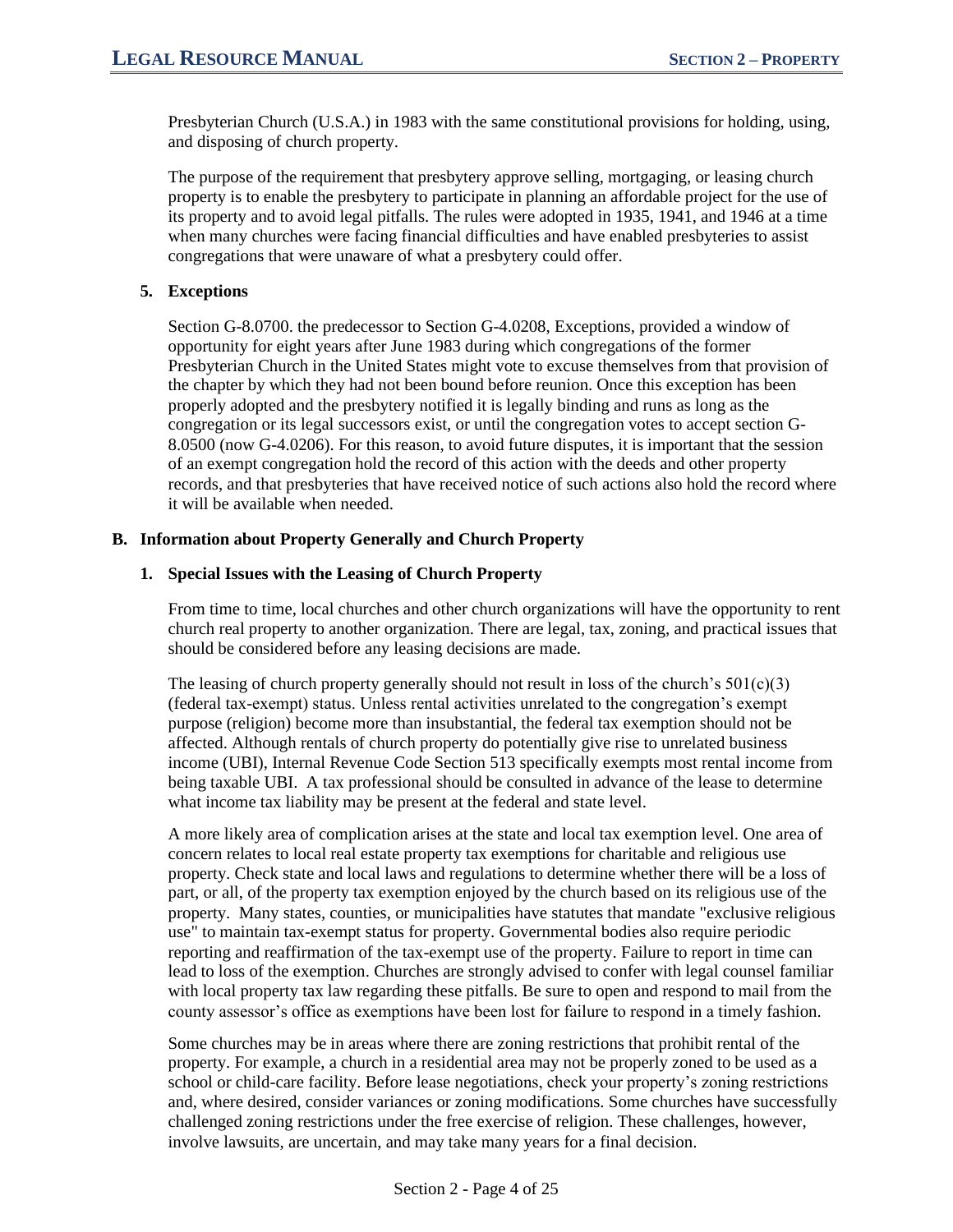Presbyterian Church (U.S.A.) in 1983 with the same constitutional provisions for holding, using, and disposing of church property.

The purpose of the requirement that presbytery approve selling, mortgaging, or leasing church property is to enable the presbytery to participate in planning an affordable project for the use of its property and to avoid legal pitfalls. The rules were adopted in 1935, 1941, and 1946 at a time when many churches were facing financial difficulties and have enabled presbyteries to assist congregations that were unaware of what a presbytery could offer.

### 5. Exceptions

Section G-8.0700. the predecessor to Section G-4.0208, Exceptions, provided a window of opportunity for eight years after June 1983 during which congregations of the former Presbyterian Church in the United States might vote to excuse themselves from that provision of the chapter by which they had not been bound before reunion. Once this exception has been properly adopted and the presbytery notified it is legally binding and runs as long as the congregation or its legal successors exist, or until the congregation votes to accept section G-8.0500 (now G-4.0206). For this reason, to avoid future disputes, it is important that the session of an exempt congregation hold the record of this action with the deeds and other property records, and that presbyteries that have received notice of such actions also hold the record where it will be available when needed.

## B. Information about Property Generally and Church Property

### 1. Special Issues with the Leasing of Church Property

From time to time, local churches and other church organizations will have the opportunity to rent church real property to another organization. There are legal, tax, zoning, and practical issues that should be considered before any leasing decisions are made.

The leasing of church property generally should not result in loss of the church's 501(c)(3) (federal tax-exempt) status. Unless rental activities unrelated to the congregation's exempt purpose (religion) become more than insubstantial, the federal tax exemption should not be affected. Although rentals of church property do potentially give rise to unrelated business income (UBI), Internal Revenue Code Section 513 specifically exempts most rental income from being taxable UBI. A tax professional should be consulted in advance of the lease to determine what income tax liability may be present at the federal and state level.

A more likely area of complication arises at the state and local tax exemption level. One area of concern relates to local real estate property tax exemptions for charitable and religious use property. Check state and local laws and regulations to determine whether there will be a loss of part, or all, of the property tax exemption enjoyed by the church based on its religious use of the property. Many states, counties, or municipalities have statutes that mandate "exclusive religious use" to maintain tax-exempt status for property. Governmental bodies also require periodic reporting and reaffirmation of the tax-exempt use of the property. Failure to report in time can lead to loss of the exemption. Churches are strongly advised to confer with legal counsel familiar with local property tax law regarding these pitfalls. Be sure to open and respond to mail from the county assessor's office as exemptions have been lost for failure to respond in a timely fashion.

Some churches may be in areas where there are zoning restrictions that prohibit rental of the property. For example, a church in a residential area may not be properly zoned to be used as a school or child-care facility. Before lease negotiations, check your property's zoning restrictions and, where desired, consider variances or zoning modifications. Some churches have successfully challenged zoning restrictions under the free exercise of religion. These challenges, however, involve lawsuits, are uncertain, and may take many years for a final decision.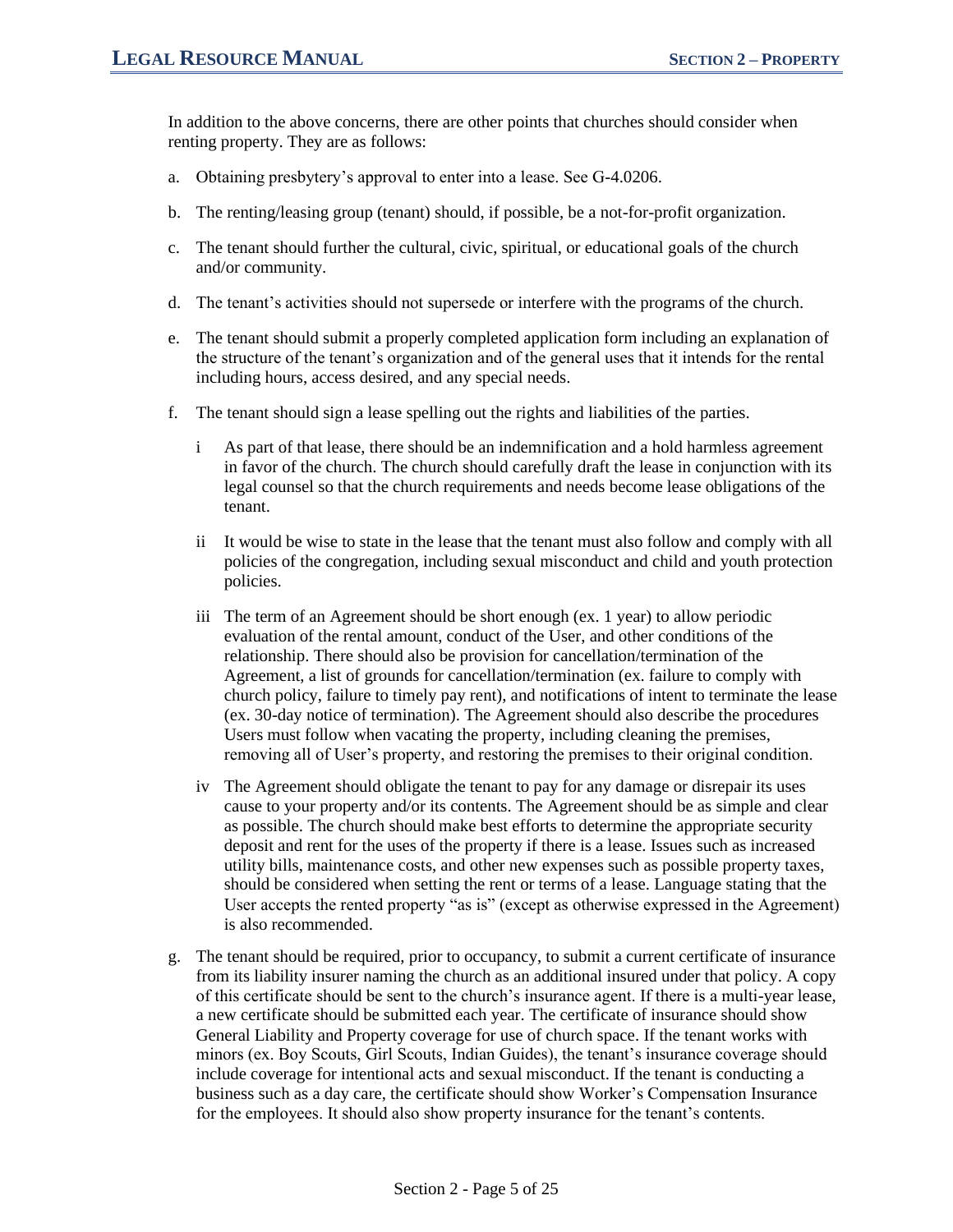In addition to the above concerns, there are other points that churches should consider when renting property. They are as follows:

a. Obtaining presbytery's approval to enter into a lease. See G-4.0206.

b. The renting/leasing group (tenant) should, if possible, be a not-for-profit organization.

c. The tenant should further the cultural, civic, spiritual, or educational goals of the church and/or community.

d. The tenant's activities should not supersede or interfere with the programs of the church.

e. The tenant should submit a properly completed application form including an explanation of the structure of the tenant's organization and of the general uses that it intends for the rental including hours, access desired, and any special needs.

f. The tenant should sign a lease spelling out the rights and liabilities of the parties.

   i As part of that lease, there should be an indemnification and a hold harmless agreement in favor of the church. The church should carefully draft the lease in conjunction with its legal counsel so that the church requirements and needs become lease obligations of the tenant.

   ii It would be wise to state in the lease that the tenant must also follow and comply with all policies of the congregation, including sexual misconduct and child and youth protection policies.

   iii The term of an Agreement should be short enough (ex. 1 year) to allow periodic evaluation of the rental amount, conduct of the User, and other conditions of the relationship. There should also be provision for cancellation/termination of the Agreement, a list of grounds for cancellation/termination (ex. failure to comply with church policy, failure to timely pay rent), and notifications of intent to terminate the lease (ex. 30-day notice of termination). The Agreement should also describe the procedures Users must follow when vacating the property, including cleaning the premises, removing all of User's property, and restoring the premises to their original condition.

   iv The Agreement should obligate the tenant to pay for any damage or disrepair its uses cause to your property and/or its contents. The Agreement should be as simple and clear as possible. The church should make best efforts to determine the appropriate security deposit and rent for the uses of the property if there is a lease. Issues such as increased utility bills, maintenance costs, and other new expenses such as possible property taxes, should be considered when setting the rent or terms of a lease. Language stating that the User accepts the rented property "as is" (except as otherwise expressed in the Agreement) is also recommended.

g. The tenant should be required, prior to occupancy, to submit a current certificate of insurance from its liability insurer naming the church as an additional insured under that policy. A copy of this certificate should be sent to the church's insurance agent. If there is a multi-year lease, a new certificate should be submitted each year. The certificate of insurance should show General Liability and Property coverage for use of church space. If the tenant works with minors (ex. Boy Scouts, Girl Scouts, Indian Guides), the tenant's insurance coverage should include coverage for intentional acts and sexual misconduct. If the tenant is conducting a business such as a day care, the certificate should show Worker's Compensation Insurance for the employees. It should also show property insurance for the tenant's contents.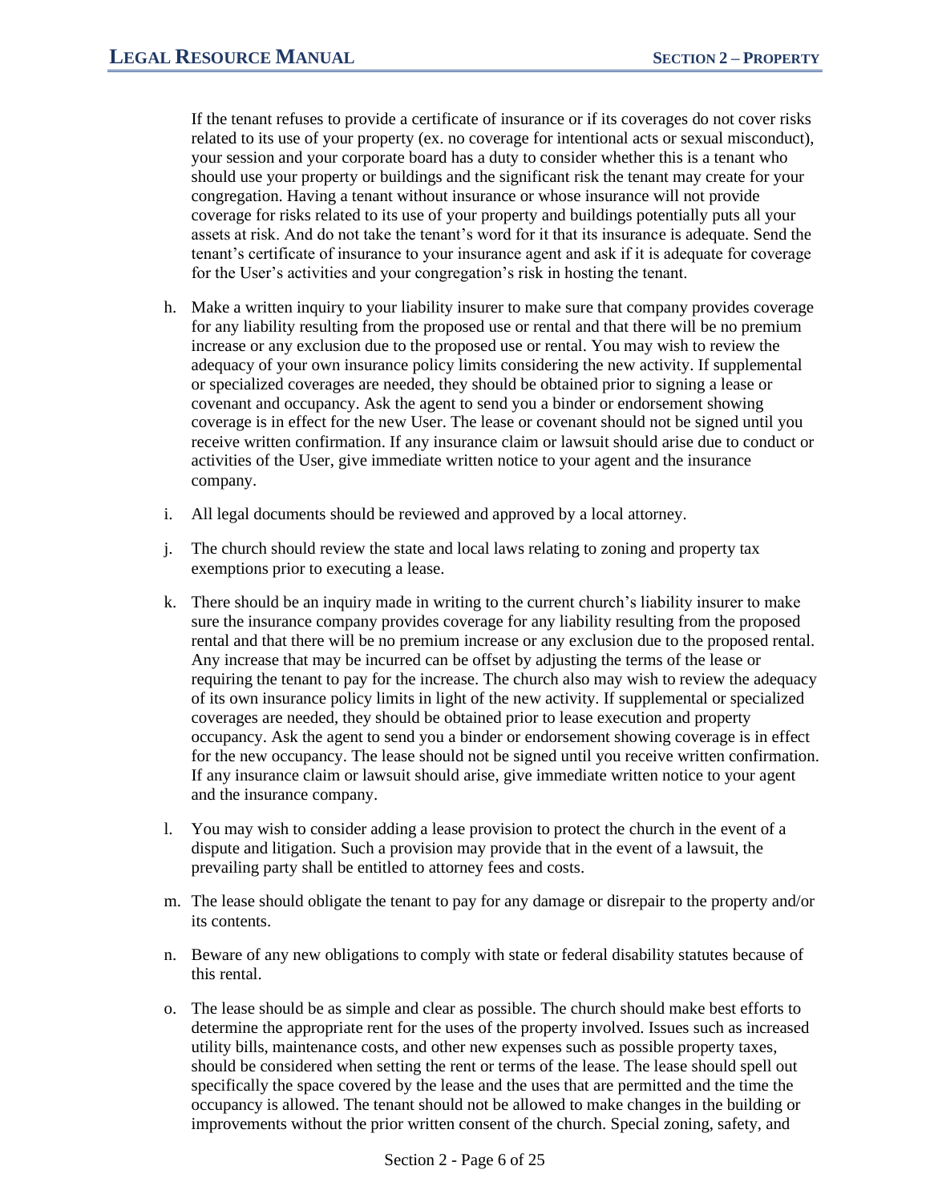If the tenant refuses to provide a certificate of insurance or if its coverages do not cover risks related to its use of your property (ex. no coverage for intentional acts or sexual misconduct), your session and your corporate board has a duty to consider whether this is a tenant who should use your property or buildings and the significant risk the tenant may create for your congregation. Having a tenant without insurance or whose insurance will not provide coverage for risks related to its use of your property and buildings potentially puts all your assets at risk. And do not take the tenant's word for it that its insurance is adequate. Send the tenant's certificate of insurance to your insurance agent and ask if it is adequate for coverage for the User's activities and your congregation's risk in hosting the tenant.

h. Make a written inquiry to your liability insurer to make sure that company provides coverage for any liability resulting from the proposed use or rental and that there will be no premium increase or any exclusion due to the proposed use or rental. You may wish to review the adequacy of your own insurance policy limits considering the new activity. If supplemental or specialized coverages are needed, they should be obtained prior to signing a lease or covenant and occupancy. Ask the agent to send you a binder or endorsement showing coverage is in effect for the new User. The lease or covenant should not be signed until you receive written confirmation. If any insurance claim or lawsuit should arise due to conduct or activities of the User, give immediate written notice to your agent and the insurance company.

i. All legal documents should be reviewed and approved by a local attorney.

j. The church should review the state and local laws relating to zoning and property tax exemptions prior to executing a lease.

k. There should be an inquiry made in writing to the current church's liability insurer to make sure the insurance company provides coverage for any liability resulting from the proposed rental and that there will be no premium increase or any exclusion due to the proposed rental. Any increase that may be incurred can be offset by adjusting the terms of the lease or requiring the tenant to pay for the increase. The church also may wish to review the adequacy of its own insurance policy limits in light of the new activity. If supplemental or specialized coverages are needed, they should be obtained prior to lease execution and property occupancy. Ask the agent to send you a binder or endorsement showing coverage is in effect for the new occupancy. The lease should not be signed until you receive written confirmation. If any insurance claim or lawsuit should arise, give immediate written notice to your agent and the insurance company.

l. You may wish to consider adding a lease provision to protect the church in the event of a dispute and litigation. Such a provision may provide that in the event of a lawsuit, the prevailing party shall be entitled to attorney fees and costs.

m. The lease should obligate the tenant to pay for any damage or disrepair to the property and/or its contents.

n. Beware of any new obligations to comply with state or federal disability statutes because of this rental.

o. The lease should be as simple and clear as possible. The church should make best efforts to determine the appropriate rent for the uses of the property involved. Issues such as increased utility bills, maintenance costs, and other new expenses such as possible property taxes, should be considered when setting the rent or terms of the lease. The lease should spell out specifically the space covered by the lease and the uses that are permitted and the time the occupancy is allowed. The tenant should not be allowed to make changes in the building or improvements without the prior written consent of the church. Special zoning, safety, and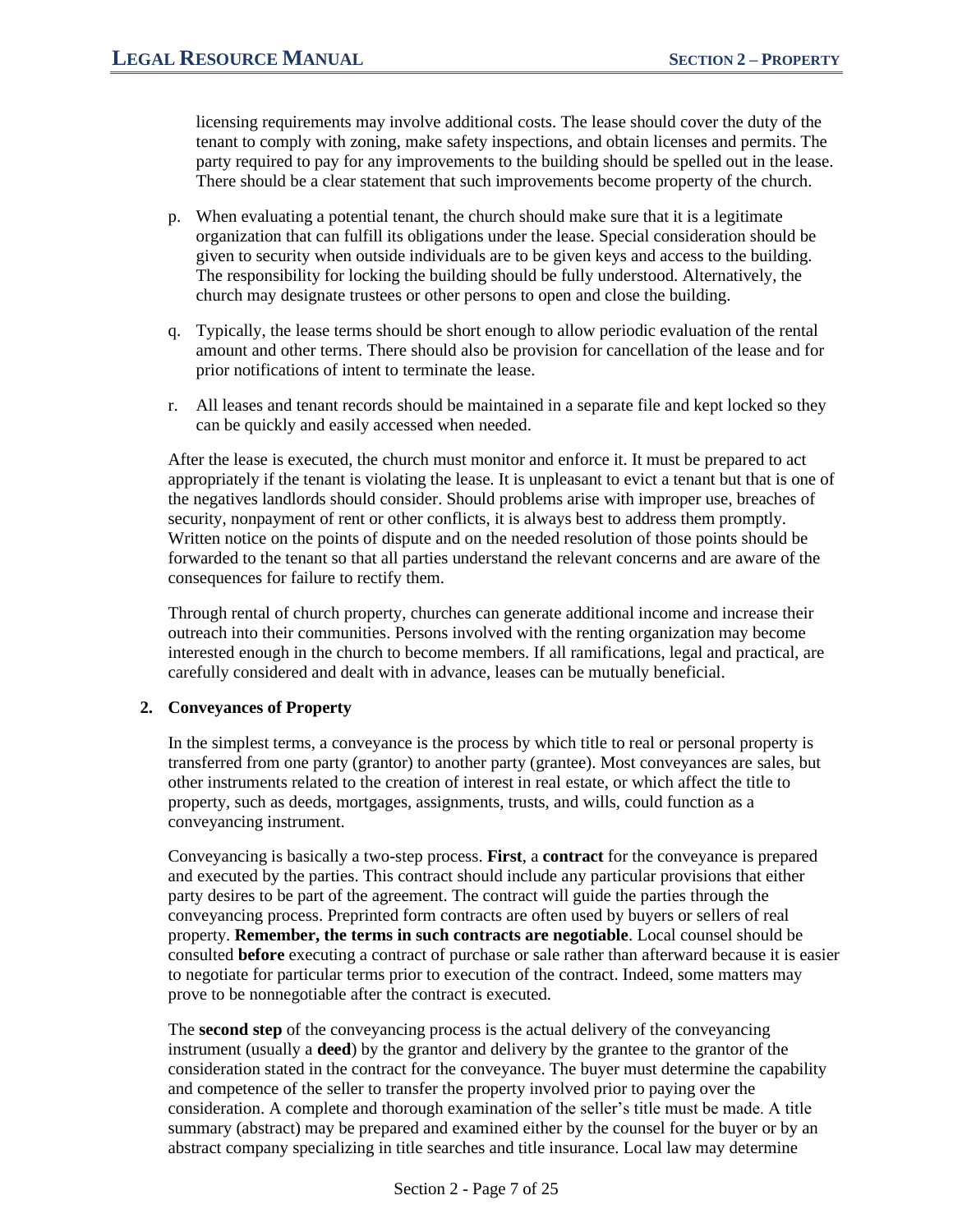licensing requirements may involve additional costs. The lease should cover the duty of the tenant to comply with zoning, make safety inspections, and obtain licenses and permits. The party required to pay for any improvements to the building should be spelled out in the lease. There should be a clear statement that such improvements become property of the church.

p. When evaluating a potential tenant, the church should make sure that it is a legitimate organization that can fulfill its obligations under the lease. Special consideration should be given to security when outside individuals are to be given keys and access to the building. The responsibility for locking the building should be fully understood. Alternatively, the church may designate trustees or other persons to open and close the building.

q. Typically, the lease terms should be short enough to allow periodic evaluation of the rental amount and other terms. There should also be provision for cancellation of the lease and for prior notifications of intent to terminate the lease.

r. All leases and tenant records should be maintained in a separate file and kept locked so they can be quickly and easily accessed when needed.

After the lease is executed, the church must monitor and enforce it. It must be prepared to act appropriately if the tenant is violating the lease. It is unpleasant to evict a tenant but that is one of the negatives landlords should consider. Should problems arise with improper use, breaches of security, nonpayment of rent or other conflicts, it is always best to address them promptly. Written notice on the points of dispute and on the needed resolution of those points should be forwarded to the tenant so that all parties understand the relevant concerns and are aware of the consequences for failure to rectify them.

Through rental of church property, churches can generate additional income and increase their outreach into their communities. Persons involved with the renting organization may become interested enough in the church to become members. If all ramifications, legal and practical, are carefully considered and dealt with in advance, leases can be mutually beneficial.

### 2. Conveyances of Property

In the simplest terms, a conveyance is the process by which title to real or personal property is transferred from one party (grantor) to another party (grantee). Most conveyances are sales, but other instruments related to the creation of interest in real estate, or which affect the title to property, such as deeds, mortgages, assignments, trusts, and wills, could function as a conveyancing instrument.

Conveyancing is basically a two-step process. **First**, a **contract** for the conveyance is prepared and executed by the parties. This contract should include any particular provisions that either party desires to be part of the agreement. The contract will guide the parties through the conveyancing process. Preprinted form contracts are often used by buyers or sellers of real property. **Remember, the terms in such contracts are negotiable**. Local counsel should be consulted **before** executing a contract of purchase or sale rather than afterward because it is easier to negotiate for particular terms prior to execution of the contract. Indeed, some matters may prove to be nonnegotiable after the contract is executed.

The **second step** of the conveyancing process is the actual delivery of the conveyancing instrument (usually a **deed**) by the grantor and delivery by the grantee to the grantor of the consideration stated in the contract for the conveyance. The buyer must determine the capability and competence of the seller to transfer the property involved prior to paying over the consideration. A complete and thorough examination of the seller's title must be made. A title summary (abstract) may be prepared and examined either by the counsel for the buyer or by an abstract company specializing in title searches and title insurance. Local law may determine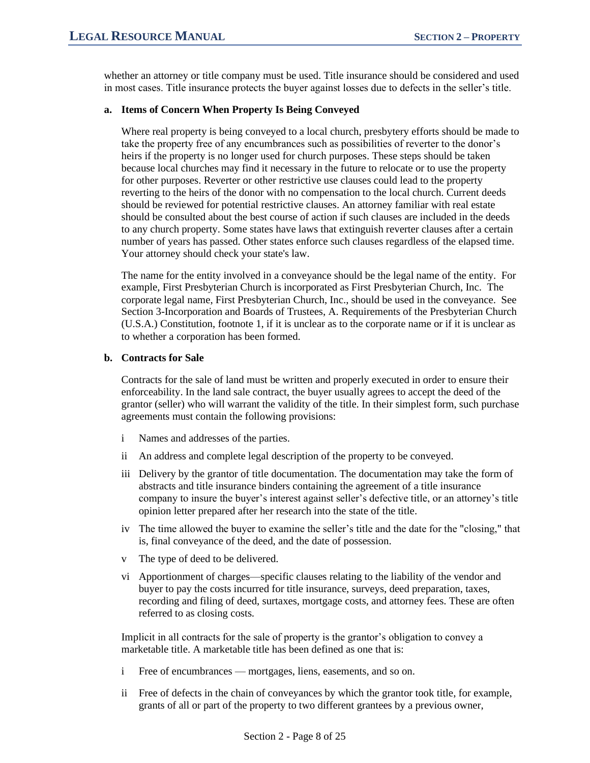whether an attorney or title company must be used. Title insurance should be considered and used in most cases. Title insurance protects the buyer against losses due to defects in the seller's title.

#### a. Items of Concern When Property Is Being Conveyed

Where real property is being conveyed to a local church, presbytery efforts should be made to take the property free of any encumbrances such as possibilities of reverter to the donor's heirs if the property is no longer used for church purposes. These steps should be taken because local churches may find it necessary in the future to relocate or to use the property for other purposes. Reverter or other restrictive use clauses could lead to the property reverting to the heirs of the donor with no compensation to the local church. Current deeds should be reviewed for potential restrictive clauses. An attorney familiar with real estate should be consulted about the best course of action if such clauses are included in the deeds to any church property. Some states have laws that extinguish reverter clauses after a certain number of years has passed. Other states enforce such clauses regardless of the elapsed time. Your attorney should check your state's law.

The name for the entity involved in a conveyance should be the legal name of the entity. For example, First Presbyterian Church is incorporated as First Presbyterian Church, Inc. The corporate legal name, First Presbyterian Church, Inc., should be used in the conveyance. See Section 3-Incorporation and Boards of Trustees, A. Requirements of the Presbyterian Church (U.S.A.) Constitution, footnote 1, if it is unclear as to the corporate name or if it is unclear as to whether a corporation has been formed.

#### b. Contracts for Sale

Contracts for the sale of land must be written and properly executed in order to ensure their enforceability. In the land sale contract, the buyer usually agrees to accept the deed of the grantor (seller) who will warrant the validity of the title. In their simplest form, such purchase agreements must contain the following provisions:

- i Names and addresses of the parties.
- ii An address and complete legal description of the property to be conveyed.
- iii Delivery by the grantor of title documentation. The documentation may take the form of abstracts and title insurance binders containing the agreement of a title insurance company to insure the buyer's interest against seller's defective title, or an attorney's title opinion letter prepared after her research into the state of the title.
- iv The time allowed the buyer to examine the seller's title and the date for the "closing," that is, final conveyance of the deed, and the date of possession.
- v The type of deed to be delivered.
- vi Apportionment of charges—specific clauses relating to the liability of the vendor and buyer to pay the costs incurred for title insurance, surveys, deed preparation, taxes, recording and filing of deed, surtaxes, mortgage costs, and attorney fees. These are often referred to as closing costs.

Implicit in all contracts for the sale of property is the grantor's obligation to convey a marketable title. A marketable title has been defined as one that is:

- i Free of encumbrances — mortgages, liens, easements, and so on.
- ii Free of defects in the chain of conveyances by which the grantor took title, for example, grants of all or part of the property to two different grantees by a previous owner,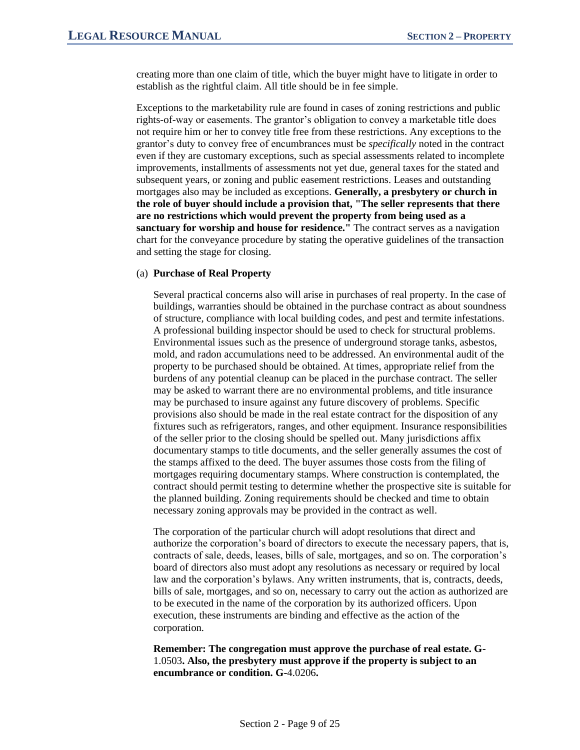creating more than one claim of title, which the buyer might have to litigate in order to establish as the rightful claim. All title should be in fee simple.

Exceptions to the marketability rule are found in cases of zoning restrictions and public rights-of-way or easements. The grantor's obligation to convey a marketable title does not require him or her to convey title free from these restrictions. Any exceptions to the grantor's duty to convey free of encumbrances must be *specifically* noted in the contract even if they are customary exceptions, such as special assessments related to incomplete improvements, installments of assessments not yet due, general taxes for the stated and subsequent years, or zoning and public easement restrictions. Leases and outstanding mortgages also may be included as exceptions. **Generally, a presbytery or church in the role of buyer should include a provision that, "The seller represents that there are no restrictions which would prevent the property from being used as a sanctuary for worship and house for residence."** The contract serves as a navigation chart for the conveyance procedure by stating the operative guidelines of the transaction and setting the stage for closing.

(a) **Purchase of Real Property**

Several practical concerns also will arise in purchases of real property. In the case of buildings, warranties should be obtained in the purchase contract as about soundness of structure, compliance with local building codes, and pest and termite infestations. A professional building inspector should be used to check for structural problems. Environmental issues such as the presence of underground storage tanks, asbestos, mold, and radon accumulations need to be addressed. An environmental audit of the property to be purchased should be obtained. At times, appropriate relief from the burdens of any potential cleanup can be placed in the purchase contract. The seller may be asked to warrant there are no environmental problems, and title insurance may be purchased to insure against any future discovery of problems. Specific provisions also should be made in the real estate contract for the disposition of any fixtures such as refrigerators, ranges, and other equipment. Insurance responsibilities of the seller prior to the closing should be spelled out. Many jurisdictions affix documentary stamps to title documents, and the seller generally assumes the cost of the stamps affixed to the deed. The buyer assumes those costs from the filing of mortgages requiring documentary stamps. Where construction is contemplated, the contract should permit testing to determine whether the prospective site is suitable for the planned building. Zoning requirements should be checked and time to obtain necessary zoning approvals may be provided in the contract as well.

The corporation of the particular church will adopt resolutions that direct and authorize the corporation's board of directors to execute the necessary papers, that is, contracts of sale, deeds, leases, bills of sale, mortgages, and so on. The corporation's board of directors also must adopt any resolutions as necessary or required by local law and the corporation's bylaws. Any written instruments, that is, contracts, deeds, bills of sale, mortgages, and so on, necessary to carry out the action as authorized are to be executed in the name of the corporation by its authorized officers. Upon execution, these instruments are binding and effective as the action of the corporation.

**Remember: The congregation must approve the purchase of real estate. G-**1.0503**. Also, the presbytery must approve if the property is subject to an encumbrance or condition. G-**4.0206**.**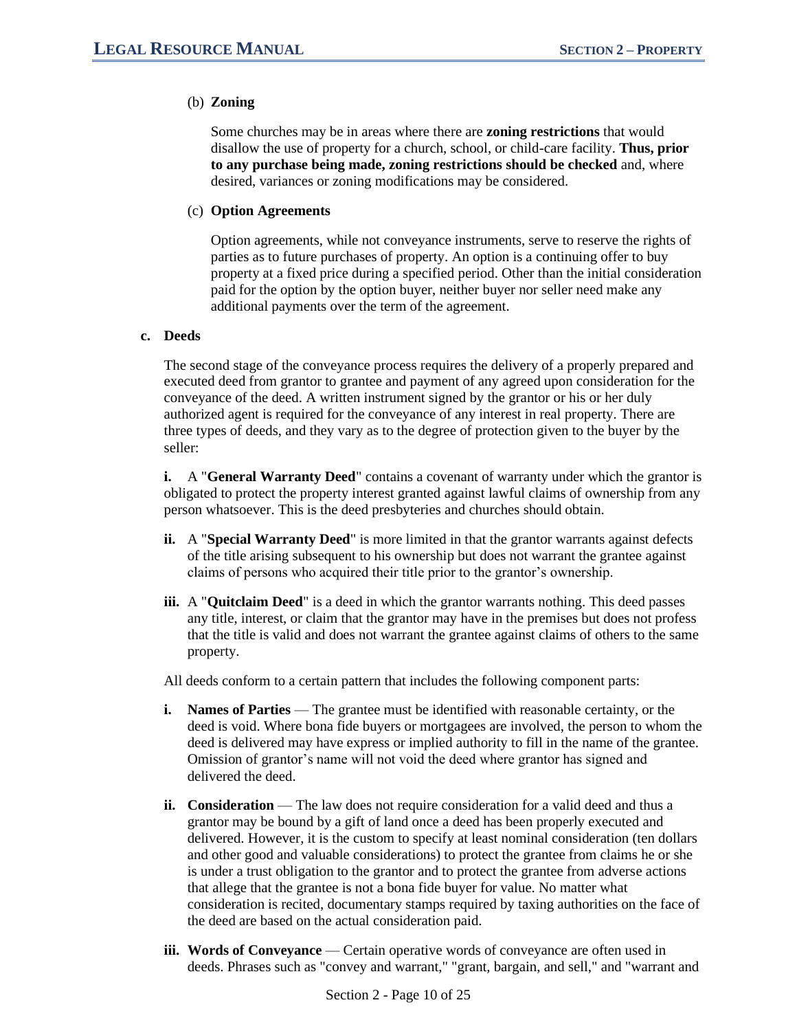(b) **Zoning**

Some churches may be in areas where there are **zoning restrictions** that would disallow the use of property for a church, school, or child-care facility. **Thus, prior to any purchase being made, zoning restrictions should be checked** and, where desired, variances or zoning modifications may be considered.

(c) **Option Agreements**

Option agreements, while not conveyance instruments, serve to reserve the rights of parties as to future purchases of property. An option is a continuing offer to buy property at a fixed price during a specified period. Other than the initial consideration paid for the option by the option buyer, neither buyer nor seller need make any additional payments over the term of the agreement.

**c. Deeds**

The second stage of the conveyance process requires the delivery of a properly prepared and executed deed from grantor to grantee and payment of any agreed upon consideration for the conveyance of the deed. A written instrument signed by the grantor or his or her duly authorized agent is required for the conveyance of any interest in real property. There are three types of deeds, and they vary as to the degree of protection given to the buyer by the seller:

**i.** A "**General Warranty Deed**" contains a covenant of warranty under which the grantor is obligated to protect the property interest granted against lawful claims of ownership from any person whatsoever. This is the deed presbyteries and churches should obtain.

**ii.** A "**Special Warranty Deed**" is more limited in that the grantor warrants against defects of the title arising subsequent to his ownership but does not warrant the grantee against claims of persons who acquired their title prior to the grantor's ownership.

**iii.** A "**Quitclaim Deed**" is a deed in which the grantor warrants nothing. This deed passes any title, interest, or claim that the grantor may have in the premises but does not profess that the title is valid and does not warrant the grantee against claims of others to the same property.

All deeds conform to a certain pattern that includes the following component parts:

**i. Names of Parties** — The grantee must be identified with reasonable certainty, or the deed is void. Where bona fide buyers or mortgagees are involved, the person to whom the deed is delivered may have express or implied authority to fill in the name of the grantee. Omission of grantor's name will not void the deed where grantor has signed and delivered the deed.

**ii. Consideration** — The law does not require consideration for a valid deed and thus a grantor may be bound by a gift of land once a deed has been properly executed and delivered. However, it is the custom to specify at least nominal consideration (ten dollars and other good and valuable considerations) to protect the grantee from claims he or she is under a trust obligation to the grantor and to protect the grantee from adverse actions that allege that the grantee is not a bona fide buyer for value. No matter what consideration is recited, documentary stamps required by taxing authorities on the face of the deed are based on the actual consideration paid.

**iii. Words of Conveyance** — Certain operative words of conveyance are often used in deeds. Phrases such as "convey and warrant," "grant, bargain, and sell," and "warrant and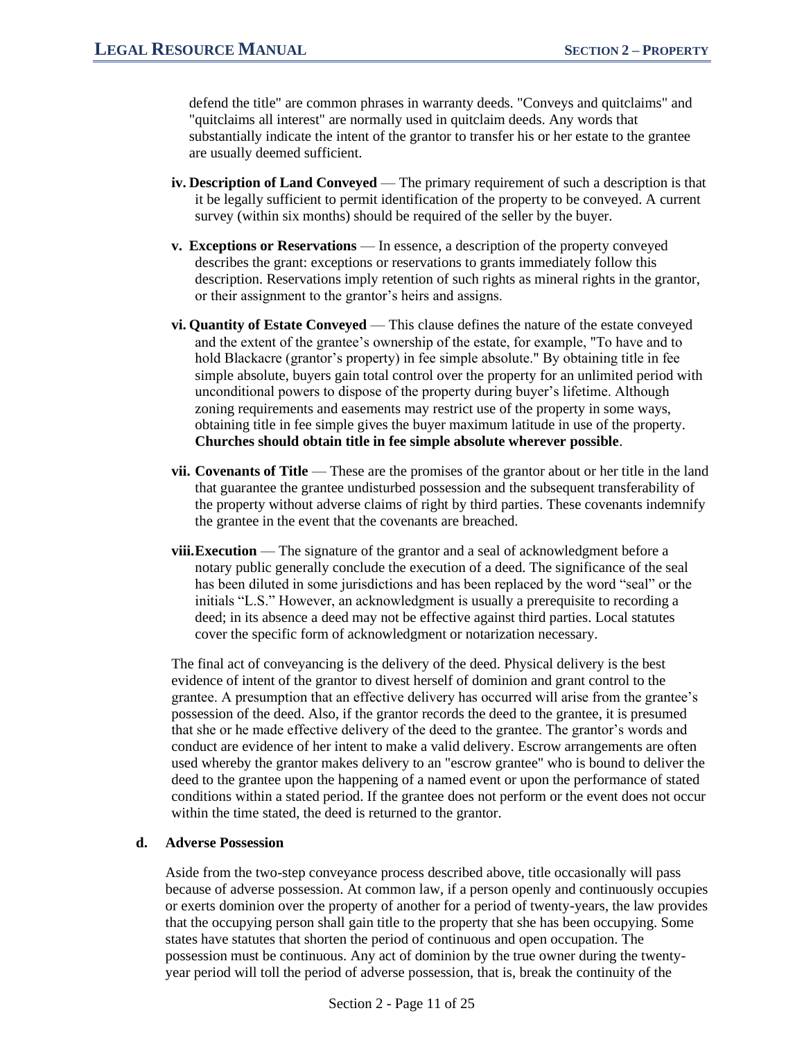defend the title" are common phrases in warranty deeds. "Conveys and quitclaims" and "quitclaims all interest" are normally used in quitclaim deeds. Any words that substantially indicate the intent of the grantor to transfer his or her estate to the grantee are usually deemed sufficient.

iv. **Description of Land Conveyed** — The primary requirement of such a description is that it be legally sufficient to permit identification of the property to be conveyed. A current survey (within six months) should be required of the seller by the buyer.

v. **Exceptions or Reservations** — In essence, a description of the property conveyed describes the grant: exceptions or reservations to grants immediately follow this description. Reservations imply retention of such rights as mineral rights in the grantor, or their assignment to the grantor's heirs and assigns.

vi. **Quantity of Estate Conveyed** — This clause defines the nature of the estate conveyed and the extent of the grantee's ownership of the estate, for example, "To have and to hold Blackacre (grantor's property) in fee simple absolute." By obtaining title in fee simple absolute, buyers gain total control over the property for an unlimited period with unconditional powers to dispose of the property during buyer's lifetime. Although zoning requirements and easements may restrict use of the property in some ways, obtaining title in fee simple gives the buyer maximum latitude in use of the property. **Churches should obtain title in fee simple absolute wherever possible**.

vii. **Covenants of Title** — These are the promises of the grantor about or her title in the land that guarantee the grantee undisturbed possession and the subsequent transferability of the property without adverse claims of right by third parties. These covenants indemnify the grantee in the event that the covenants are breached.

viii. **Execution** — The signature of the grantor and a seal of acknowledgment before a notary public generally conclude the execution of a deed. The significance of the seal has been diluted in some jurisdictions and has been replaced by the word "seal" or the initials "L.S." However, an acknowledgment is usually a prerequisite to recording a deed; in its absence a deed may not be effective against third parties. Local statutes cover the specific form of acknowledgment or notarization necessary.

The final act of conveyancing is the delivery of the deed. Physical delivery is the best evidence of intent of the grantor to divest herself of dominion and grant control to the grantee. A presumption that an effective delivery has occurred will arise from the grantee's possession of the deed. Also, if the grantor records the deed to the grantee, it is presumed that she or he made effective delivery of the deed to the grantee. The grantor's words and conduct are evidence of her intent to make a valid delivery. Escrow arrangements are often used whereby the grantor makes delivery to an "escrow grantee" who is bound to deliver the deed to the grantee upon the happening of a named event or upon the performance of stated conditions within a stated period. If the grantee does not perform or the event does not occur within the time stated, the deed is returned to the grantor.

### d. Adverse Possession

Aside from the two-step conveyance process described above, title occasionally will pass because of adverse possession. At common law, if a person openly and continuously occupies or exerts dominion over the property of another for a period of twenty-years, the law provides that the occupying person shall gain title to the property that she has been occupying. Some states have statutes that shorten the period of continuous and open occupation. The possession must be continuous. Any act of dominion by the true owner during the twenty-year period will toll the period of adverse possession, that is, break the continuity of the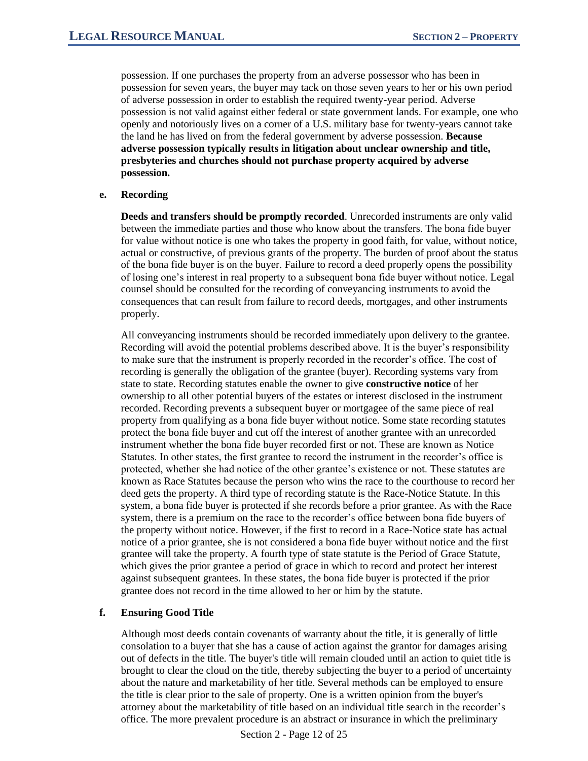possession. If one purchases the property from an adverse possessor who has been in possession for seven years, the buyer may tack on those seven years to her or his own period of adverse possession in order to establish the required twenty-year period. Adverse possession is not valid against either federal or state government lands. For example, one who openly and notoriously lives on a corner of a U.S. military base for twenty-years cannot take the land he has lived on from the federal government by adverse possession. **Because adverse possession typically results in litigation about unclear ownership and title, presbyteries and churches should not purchase property acquired by adverse possession.**

#### e. Recording

**Deeds and transfers should be promptly recorded**. Unrecorded instruments are only valid between the immediate parties and those who know about the transfers. The bona fide buyer for value without notice is one who takes the property in good faith, for value, without notice, actual or constructive, of previous grants of the property. The burden of proof about the status of the bona fide buyer is on the buyer. Failure to record a deed properly opens the possibility of losing one's interest in real property to a subsequent bona fide buyer without notice. Legal counsel should be consulted for the recording of conveyancing instruments to avoid the consequences that can result from failure to record deeds, mortgages, and other instruments properly.

All conveyancing instruments should be recorded immediately upon delivery to the grantee. Recording will avoid the potential problems described above. It is the buyer's responsibility to make sure that the instrument is properly recorded in the recorder's office. The cost of recording is generally the obligation of the grantee (buyer). Recording systems vary from state to state. Recording statutes enable the owner to give **constructive notice** of her ownership to all other potential buyers of the estates or interest disclosed in the instrument recorded. Recording prevents a subsequent buyer or mortgagee of the same piece of real property from qualifying as a bona fide buyer without notice. Some state recording statutes protect the bona fide buyer and cut off the interest of another grantee with an unrecorded instrument whether the bona fide buyer recorded first or not. These are known as Notice Statutes. In other states, the first grantee to record the instrument in the recorder's office is protected, whether she had notice of the other grantee's existence or not. These statutes are known as Race Statutes because the person who wins the race to the courthouse to record her deed gets the property. A third type of recording statute is the Race-Notice Statute. In this system, a bona fide buyer is protected if she records before a prior grantee. As with the Race system, there is a premium on the race to the recorder's office between bona fide buyers of the property without notice. However, if the first to record in a Race-Notice state has actual notice of a prior grantee, she is not considered a bona fide buyer without notice and the first grantee will take the property. A fourth type of state statute is the Period of Grace Statute, which gives the prior grantee a period of grace in which to record and protect her interest against subsequent grantees. In these states, the bona fide buyer is protected if the prior grantee does not record in the time allowed to her or him by the statute.

#### f. Ensuring Good Title

Although most deeds contain covenants of warranty about the title, it is generally of little consolation to a buyer that she has a cause of action against the grantor for damages arising out of defects in the title. The buyer's title will remain clouded until an action to quiet title is brought to clear the cloud on the title, thereby subjecting the buyer to a period of uncertainty about the nature and marketability of her title. Several methods can be employed to ensure the title is clear prior to the sale of property. One is a written opinion from the buyer's attorney about the marketability of title based on an individual title search in the recorder's office. The more prevalent procedure is an abstract or insurance in which the preliminary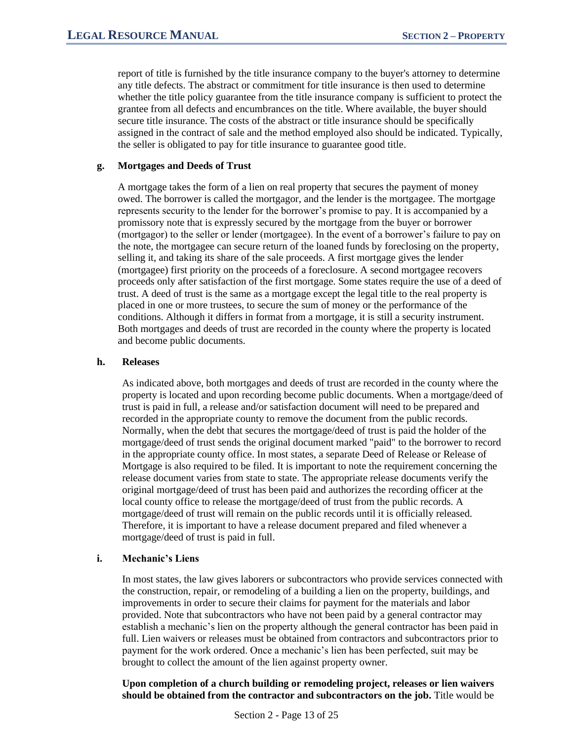report of title is furnished by the title insurance company to the buyer's attorney to determine any title defects. The abstract or commitment for title insurance is then used to determine whether the title policy guarantee from the title insurance company is sufficient to protect the grantee from all defects and encumbrances on the title. Where available, the buyer should secure title insurance. The costs of the abstract or title insurance should be specifically assigned in the contract of sale and the method employed also should be indicated. Typically, the seller is obligated to pay for title insurance to guarantee good title.

### g. Mortgages and Deeds of Trust

A mortgage takes the form of a lien on real property that secures the payment of money owed. The borrower is called the mortgagor, and the lender is the mortgagee. The mortgage represents security to the lender for the borrower's promise to pay. It is accompanied by a promissory note that is expressly secured by the mortgage from the buyer or borrower (mortgagor) to the seller or lender (mortgagee). In the event of a borrower's failure to pay on the note, the mortgagee can secure return of the loaned funds by foreclosing on the property, selling it, and taking its share of the sale proceeds. A first mortgage gives the lender (mortgagee) first priority on the proceeds of a foreclosure. A second mortgagee recovers proceeds only after satisfaction of the first mortgage. Some states require the use of a deed of trust. A deed of trust is the same as a mortgage except the legal title to the real property is placed in one or more trustees, to secure the sum of money or the performance of the conditions. Although it differs in format from a mortgage, it is still a security instrument. Both mortgages and deeds of trust are recorded in the county where the property is located and become public documents.

### h. Releases

As indicated above, both mortgages and deeds of trust are recorded in the county where the property is located and upon recording become public documents. When a mortgage/deed of trust is paid in full, a release and/or satisfaction document will need to be prepared and recorded in the appropriate county to remove the document from the public records. Normally, when the debt that secures the mortgage/deed of trust is paid the holder of the mortgage/deed of trust sends the original document marked "paid" to the borrower to record in the appropriate county office. In most states, a separate Deed of Release or Release of Mortgage is also required to be filed. It is important to note the requirement concerning the release document varies from state to state. The appropriate release documents verify the original mortgage/deed of trust has been paid and authorizes the recording officer at the local county office to release the mortgage/deed of trust from the public records. A mortgage/deed of trust will remain on the public records until it is officially released. Therefore, it is important to have a release document prepared and filed whenever a mortgage/deed of trust is paid in full.

### i. Mechanic's Liens

In most states, the law gives laborers or subcontractors who provide services connected with the construction, repair, or remodeling of a building a lien on the property, buildings, and improvements in order to secure their claims for payment for the materials and labor provided. Note that subcontractors who have not been paid by a general contractor may establish a mechanic's lien on the property although the general contractor has been paid in full. Lien waivers or releases must be obtained from contractors and subcontractors prior to payment for the work ordered. Once a mechanic's lien has been perfected, suit may be brought to collect the amount of the lien against property owner.

**Upon completion of a church building or remodeling project, releases or lien waivers should be obtained from the contractor and subcontractors on the job.** Title would be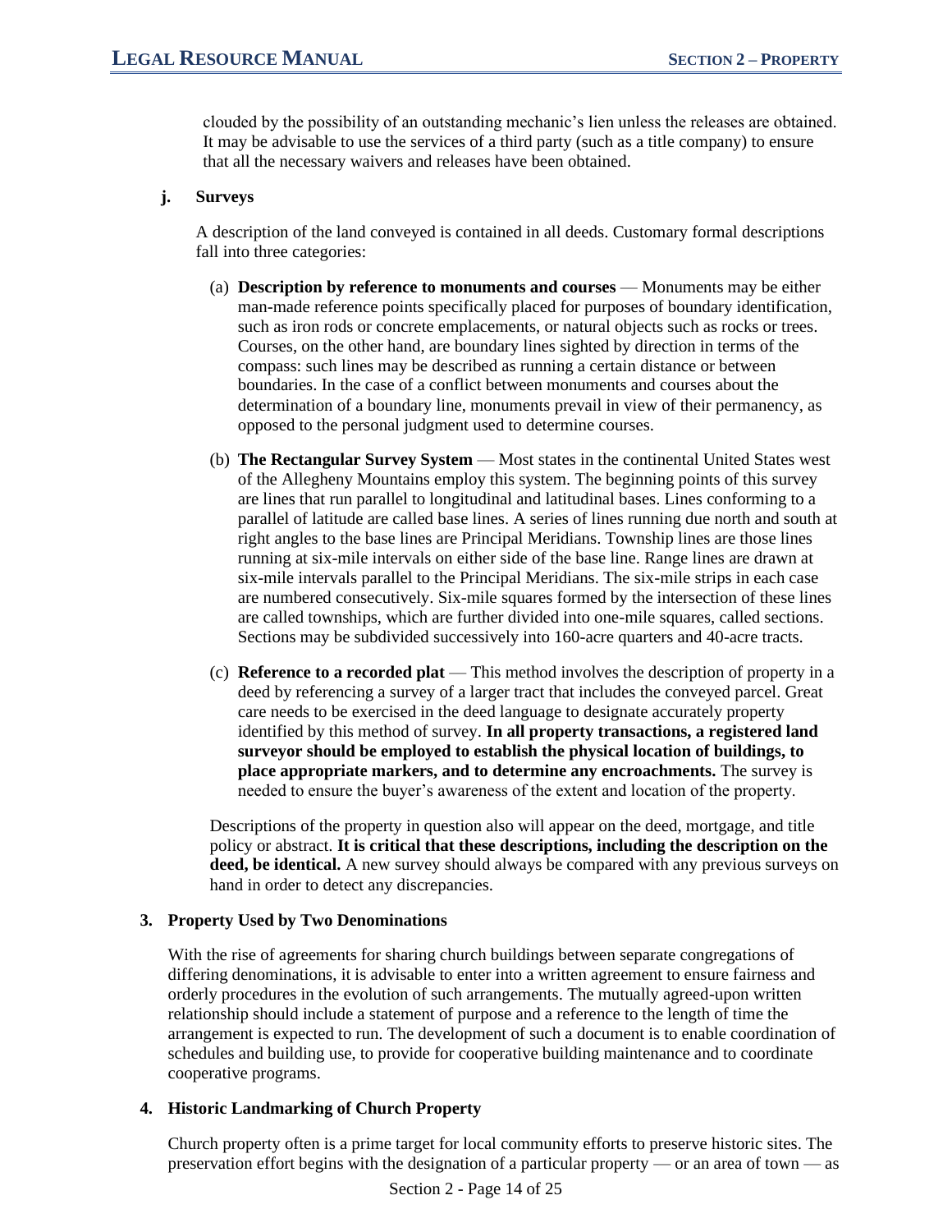clouded by the possibility of an outstanding mechanic's lien unless the releases are obtained. It may be advisable to use the services of a third party (such as a title company) to ensure that all the necessary waivers and releases have been obtained.

#### j. Surveys

A description of the land conveyed is contained in all deeds. Customary formal descriptions fall into three categories:

(a) **Description by reference to monuments and courses** — Monuments may be either man-made reference points specifically placed for purposes of boundary identification, such as iron rods or concrete emplacements, or natural objects such as rocks or trees. Courses, on the other hand, are boundary lines sighted by direction in terms of the compass: such lines may be described as running a certain distance or between boundaries. In the case of a conflict between monuments and courses about the determination of a boundary line, monuments prevail in view of their permanency, as opposed to the personal judgment used to determine courses.

(b) **The Rectangular Survey System** — Most states in the continental United States west of the Allegheny Mountains employ this system. The beginning points of this survey are lines that run parallel to longitudinal and latitudinal bases. Lines conforming to a parallel of latitude are called base lines. A series of lines running due north and south at right angles to the base lines are Principal Meridians. Township lines are those lines running at six-mile intervals on either side of the base line. Range lines are drawn at six-mile intervals parallel to the Principal Meridians. The six-mile strips in each case are numbered consecutively. Six-mile squares formed by the intersection of these lines are called townships, which are further divided into one-mile squares, called sections. Sections may be subdivided successively into 160-acre quarters and 40-acre tracts.

(c) **Reference to a recorded plat** — This method involves the description of property in a deed by referencing a survey of a larger tract that includes the conveyed parcel. Great care needs to be exercised in the deed language to designate accurately property identified by this method of survey. **In all property transactions, a registered land surveyor should be employed to establish the physical location of buildings, to place appropriate markers, and to determine any encroachments.** The survey is needed to ensure the buyer's awareness of the extent and location of the property.

Descriptions of the property in question also will appear on the deed, mortgage, and title policy or abstract. **It is critical that these descriptions, including the description on the deed, be identical.** A new survey should always be compared with any previous surveys on hand in order to detect any discrepancies.

### 3. Property Used by Two Denominations

With the rise of agreements for sharing church buildings between separate congregations of differing denominations, it is advisable to enter into a written agreement to ensure fairness and orderly procedures in the evolution of such arrangements. The mutually agreed-upon written relationship should include a statement of purpose and a reference to the length of time the arrangement is expected to run. The development of such a document is to enable coordination of schedules and building use, to provide for cooperative building maintenance and to coordinate cooperative programs.

### 4. Historic Landmarking of Church Property

Church property often is a prime target for local community efforts to preserve historic sites. The preservation effort begins with the designation of a particular property — or an area of town — as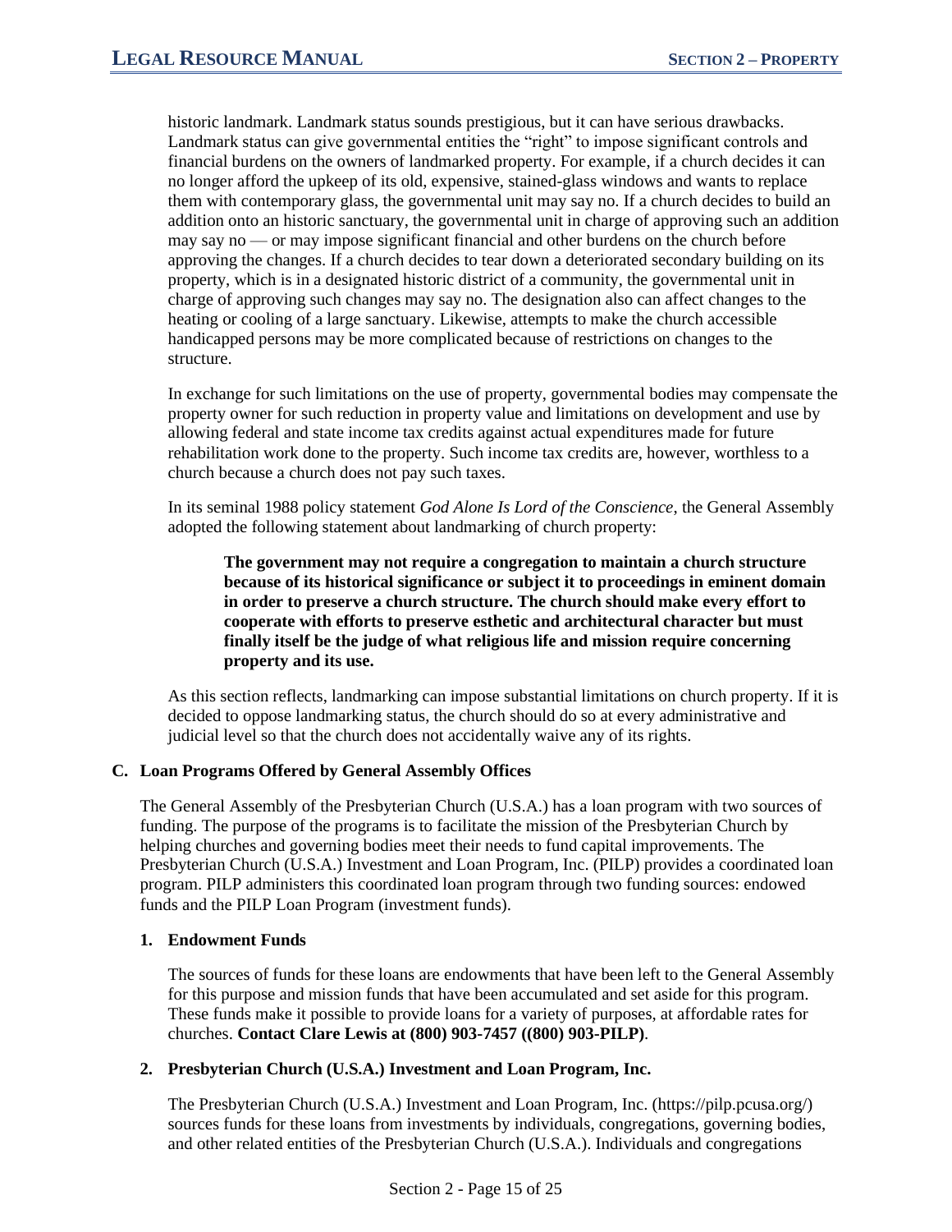historic landmark. Landmark status sounds prestigious, but it can have serious drawbacks. Landmark status can give governmental entities the "right" to impose significant controls and financial burdens on the owners of landmarked property. For example, if a church decides it can no longer afford the upkeep of its old, expensive, stained-glass windows and wants to replace them with contemporary glass, the governmental unit may say no. If a church decides to build an addition onto an historic sanctuary, the governmental unit in charge of approving such an addition may say no — or may impose significant financial and other burdens on the church before approving the changes. If a church decides to tear down a deteriorated secondary building on its property, which is in a designated historic district of a community, the governmental unit in charge of approving such changes may say no. The designation also can affect changes to the heating or cooling of a large sanctuary. Likewise, attempts to make the church accessible handicapped persons may be more complicated because of restrictions on changes to the structure.

In exchange for such limitations on the use of property, governmental bodies may compensate the property owner for such reduction in property value and limitations on development and use by allowing federal and state income tax credits against actual expenditures made for future rehabilitation work done to the property. Such income tax credits are, however, worthless to a church because a church does not pay such taxes.

In its seminal 1988 policy statement *God Alone Is Lord of the Conscience*, the General Assembly adopted the following statement about landmarking of church property:

> **The government may not require a congregation to maintain a church structure because of its historical significance or subject it to proceedings in eminent domain in order to preserve a church structure. The church should make every effort to cooperate with efforts to preserve esthetic and architectural character but must finally itself be the judge of what religious life and mission require concerning property and its use.**

As this section reflects, landmarking can impose substantial limitations on church property. If it is decided to oppose landmarking status, the church should do so at every administrative and judicial level so that the church does not accidentally waive any of its rights.

## C. Loan Programs Offered by General Assembly Offices

The General Assembly of the Presbyterian Church (U.S.A.) has a loan program with two sources of funding. The purpose of the programs is to facilitate the mission of the Presbyterian Church by helping churches and governing bodies meet their needs to fund capital improvements. The Presbyterian Church (U.S.A.) Investment and Loan Program, Inc. (PILP) provides a coordinated loan program. PILP administers this coordinated loan program through two funding sources: endowed funds and the PILP Loan Program (investment funds).

### 1. Endowment Funds

The sources of funds for these loans are endowments that have been left to the General Assembly for this purpose and mission funds that have been accumulated and set aside for this program. These funds make it possible to provide loans for a variety of purposes, at affordable rates for churches. **Contact Clare Lewis at (800) 903-7457 ((800) 903-PILP)**.

### 2. Presbyterian Church (U.S.A.) Investment and Loan Program, Inc.

The Presbyterian Church (U.S.A.) Investment and Loan Program, Inc. (https://pilp.pcusa.org/) sources funds for these loans from investments by individuals, congregations, governing bodies, and other related entities of the Presbyterian Church (U.S.A.). Individuals and congregations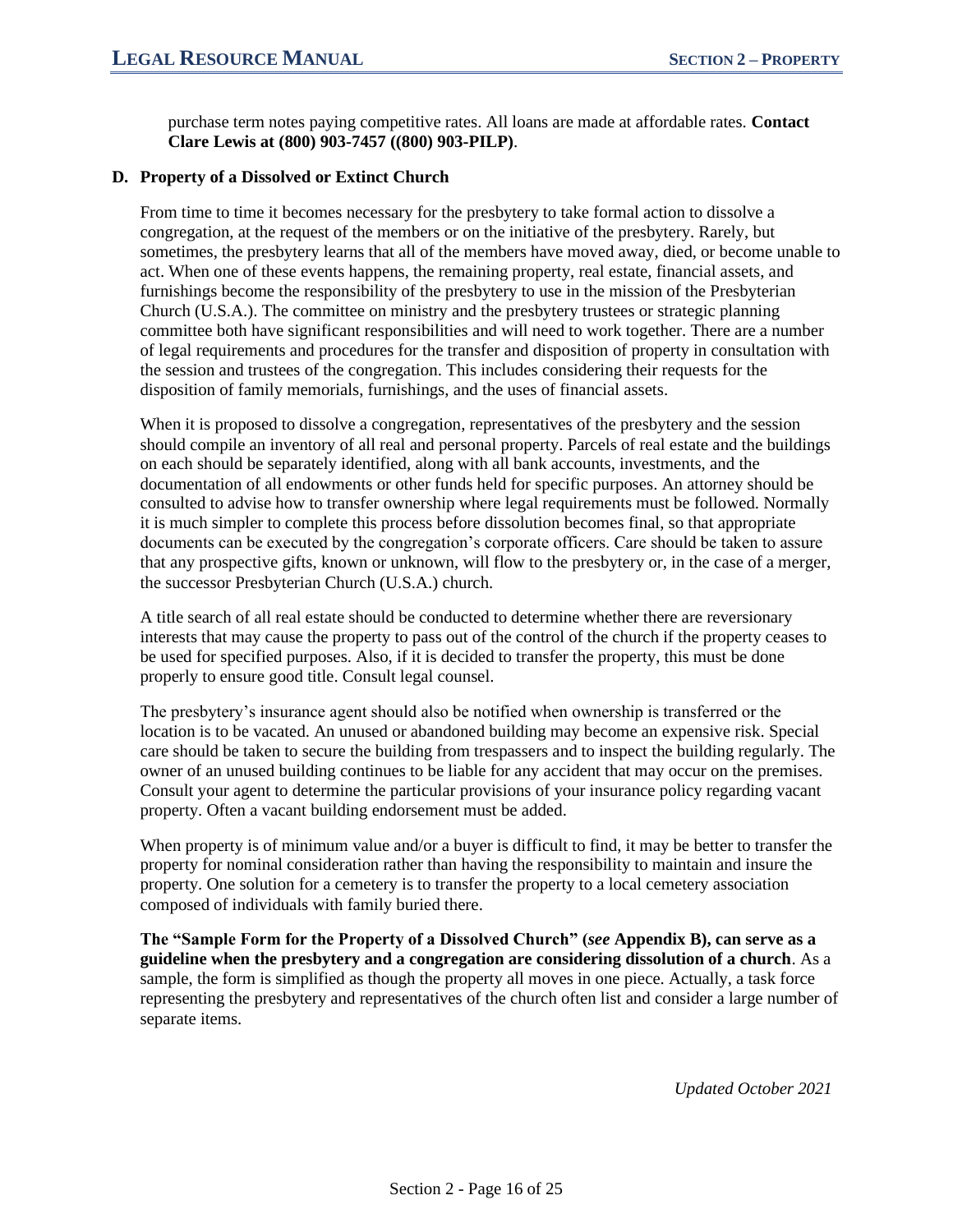purchase term notes paying competitive rates. All loans are made at affordable rates. **Contact Clare Lewis at (800) 903-7457 ((800) 903-PILP)**.

### D. Property of a Dissolved or Extinct Church

From time to time it becomes necessary for the presbytery to take formal action to dissolve a congregation, at the request of the members or on the initiative of the presbytery. Rarely, but sometimes, the presbytery learns that all of the members have moved away, died, or become unable to act. When one of these events happens, the remaining property, real estate, financial assets, and furnishings become the responsibility of the presbytery to use in the mission of the Presbyterian Church (U.S.A.). The committee on ministry and the presbytery trustees or strategic planning committee both have significant responsibilities and will need to work together. There are a number of legal requirements and procedures for the transfer and disposition of property in consultation with the session and trustees of the congregation. This includes considering their requests for the disposition of family memorials, furnishings, and the uses of financial assets.

When it is proposed to dissolve a congregation, representatives of the presbytery and the session should compile an inventory of all real and personal property. Parcels of real estate and the buildings on each should be separately identified, along with all bank accounts, investments, and the documentation of all endowments or other funds held for specific purposes. An attorney should be consulted to advise how to transfer ownership where legal requirements must be followed. Normally it is much simpler to complete this process before dissolution becomes final, so that appropriate documents can be executed by the congregation's corporate officers. Care should be taken to assure that any prospective gifts, known or unknown, will flow to the presbytery or, in the case of a merger, the successor Presbyterian Church (U.S.A.) church.

A title search of all real estate should be conducted to determine whether there are reversionary interests that may cause the property to pass out of the control of the church if the property ceases to be used for specified purposes. Also, if it is decided to transfer the property, this must be done properly to ensure good title. Consult legal counsel.

The presbytery's insurance agent should also be notified when ownership is transferred or the location is to be vacated. An unused or abandoned building may become an expensive risk. Special care should be taken to secure the building from trespassers and to inspect the building regularly. The owner of an unused building continues to be liable for any accident that may occur on the premises. Consult your agent to determine the particular provisions of your insurance policy regarding vacant property. Often a vacant building endorsement must be added.

When property is of minimum value and/or a buyer is difficult to find, it may be better to transfer the property for nominal consideration rather than having the responsibility to maintain and insure the property. One solution for a cemetery is to transfer the property to a local cemetery association composed of individuals with family buried there.

**The "Sample Form for the Property of a Dissolved Church" (*see* Appendix B), can serve as a guideline when the presbytery and a congregation are considering dissolution of a church**. As a sample, the form is simplified as though the property all moves in one piece. Actually, a task force representing the presbytery and representatives of the church often list and consider a large number of separate items.

*Updated October 2021*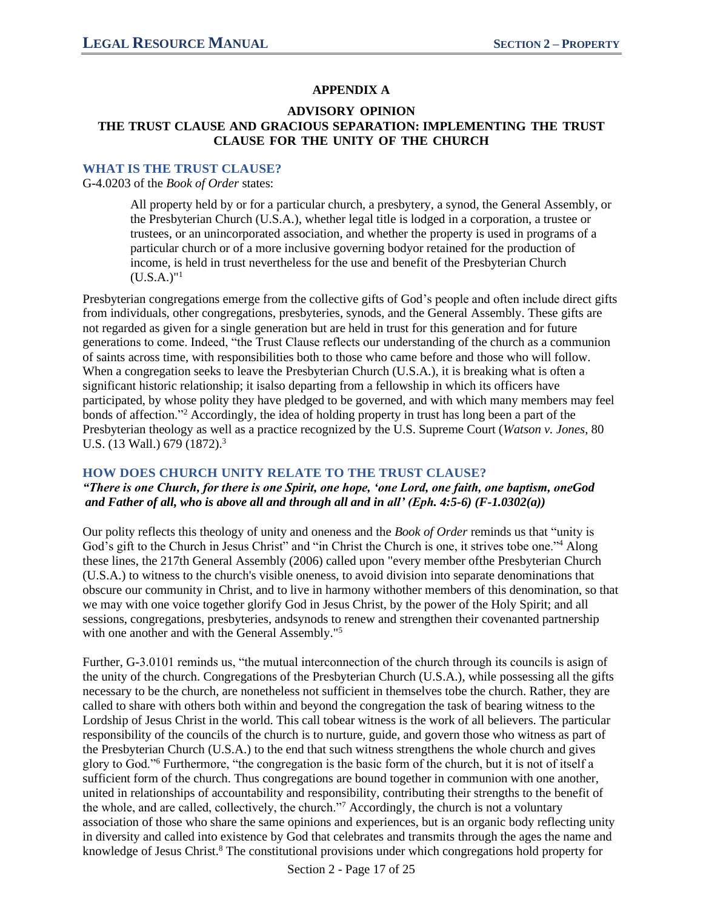## APPENDIX A

## ADVISORY OPINION
## THE TRUST CLAUSE AND GRACIOUS SEPARATION: IMPLEMENTING THE TRUST CLAUSE FOR THE UNITY OF THE CHURCH

### WHAT IS THE TRUST CLAUSE?

G-4.0203 of the *Book of Order* states:

> All property held by or for a particular church, a presbytery, a synod, the General Assembly, or the Presbyterian Church (U.S.A.), whether legal title is lodged in a corporation, a trustee or trustees, or an unincorporated association, and whether the property is used in programs of a particular church or of a more inclusive governing bodyor retained for the production of income, is held in trust nevertheless for the use and benefit of the Presbyterian Church (U.S.A.)"[1]

Presbyterian congregations emerge from the collective gifts of God's people and often include direct gifts from individuals, other congregations, presbyteries, synods, and the General Assembly. These gifts are not regarded as given for a single generation but are held in trust for this generation and for future generations to come. Indeed, "the Trust Clause reflects our understanding of the church as a communion of saints across time, with responsibilities both to those who came before and those who will follow. When a congregation seeks to leave the Presbyterian Church (U.S.A.), it is breaking what is often a significant historic relationship; it isalso departing from a fellowship in which its officers have participated, by whose polity they have pledged to be governed, and with which many members may feel bonds of affection."[2] Accordingly, the idea of holding property in trust has long been a part of the Presbyterian theology as well as a practice recognized by the U.S. Supreme Court (*Watson v. Jones*, 80 U.S. (13 Wall.) 679 (1872).[3]

### HOW DOES CHURCH UNITY RELATE TO THE TRUST CLAUSE?

***"There is one Church, for there is one Spirit, one hope, 'one Lord, one faith, one baptism, oneGod and Father of all, who is above all and through all and in all' (Eph. 4:5-6) (F-1.0302(a))***

Our polity reflects this theology of unity and oneness and the *Book of Order* reminds us that "unity is God's gift to the Church in Jesus Christ" and "in Christ the Church is one, it strives tobe one."[4] Along these lines, the 217th General Assembly (2006) called upon "every member ofthe Presbyterian Church (U.S.A.) to witness to the church's visible oneness, to avoid division into separate denominations that obscure our community in Christ, and to live in harmony withother members of this denomination, so that we may with one voice together glorify God in Jesus Christ, by the power of the Holy Spirit; and all sessions, congregations, presbyteries, andsynods to renew and strengthen their covenanted partnership with one another and with the General Assembly."[5]

Further, G-3.0101 reminds us, "the mutual interconnection of the church through its councils is asign of the unity of the church. Congregations of the Presbyterian Church (U.S.A.), while possessing all the gifts necessary to be the church, are nonetheless not sufficient in themselves tobe the church. Rather, they are called to share with others both within and beyond the congregation the task of bearing witness to the Lordship of Jesus Christ in the world. This call tobear witness is the work of all believers. The particular responsibility of the councils of the church is to nurture, guide, and govern those who witness as part of the Presbyterian Church (U.S.A.) to the end that such witness strengthens the whole church and gives glory to God."[6] Furthermore, "the congregation is the basic form of the church, but it is not of itself a sufficient form of the church. Thus congregations are bound together in communion with one another, united in relationships of accountability and responsibility, contributing their strengths to the benefit of the whole, and are called, collectively, the church."[7] Accordingly, the church is not a voluntary association of those who share the same opinions and experiences, but is an organic body reflecting unity in diversity and called into existence by God that celebrates and transmits through the ages the name and knowledge of Jesus Christ.[8] The constitutional provisions under which congregations hold property for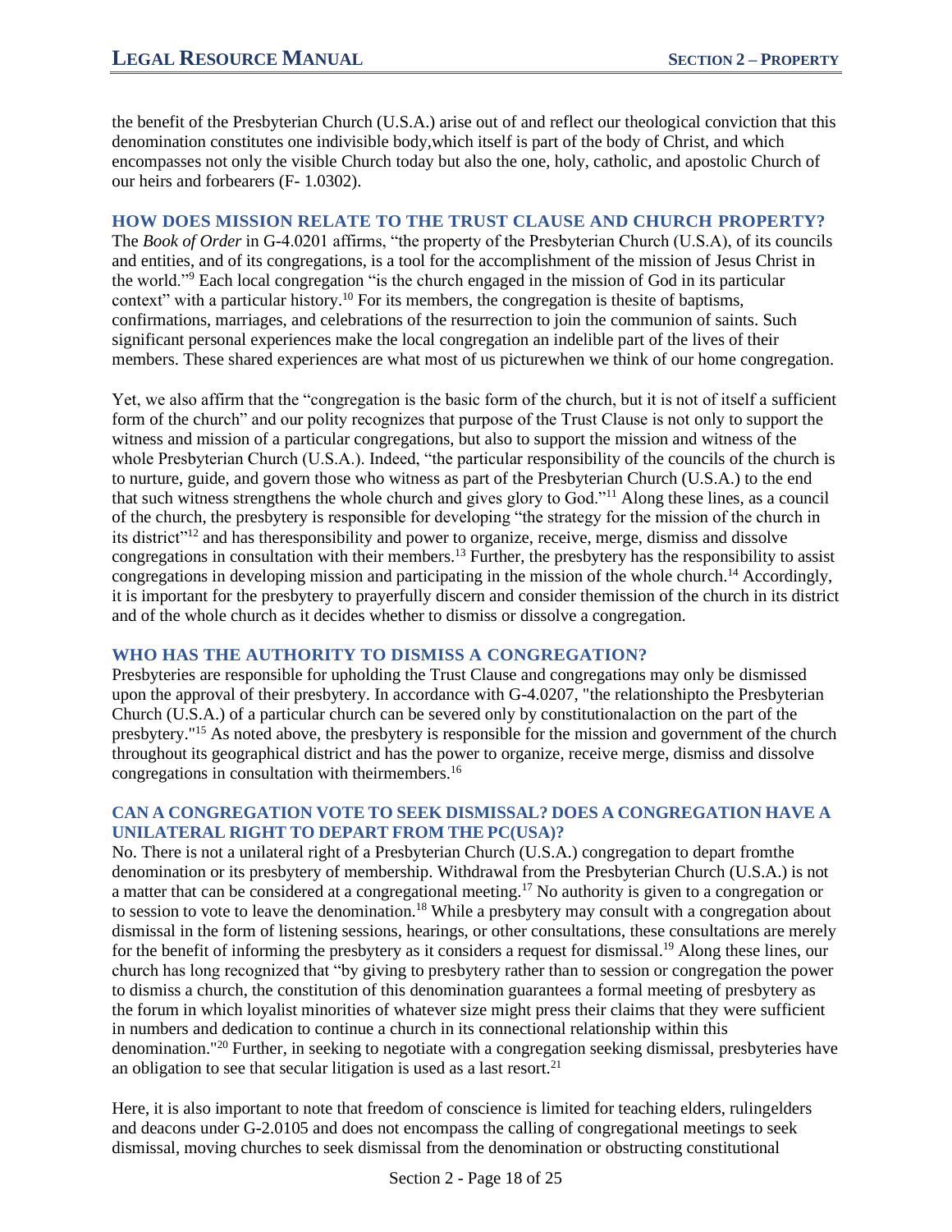the benefit of the Presbyterian Church (U.S.A.) arise out of and reflect our theological conviction that this denomination constitutes one indivisible body,which itself is part of the body of Christ, and which encompasses not only the visible Church today but also the one, holy, catholic, and apostolic Church of our heirs and forbearers (F- 1.0302).

## HOW DOES MISSION RELATE TO THE TRUST CLAUSE AND CHURCH PROPERTY?

The *Book of Order* in G-4.0201 affirms, "the property of the Presbyterian Church (U.S.A), of its councils and entities, and of its congregations, is a tool for the accomplishment of the mission of Jesus Christ in the world."[9] Each local congregation "is the church engaged in the mission of God in its particular context" with a particular history.[10] For its members, the congregation is thesite of baptisms, confirmations, marriages, and celebrations of the resurrection to join the communion of saints. Such significant personal experiences make the local congregation an indelible part of the lives of their members. These shared experiences are what most of us picturewhen we think of our home congregation.

Yet, we also affirm that the "congregation is the basic form of the church, but it is not of itself a sufficient form of the church" and our polity recognizes that purpose of the Trust Clause is not only to support the witness and mission of a particular congregations, but also to support the mission and witness of the whole Presbyterian Church (U.S.A.). Indeed, "the particular responsibility of the councils of the church is to nurture, guide, and govern those who witness as part of the Presbyterian Church (U.S.A.) to the end that such witness strengthens the whole church and gives glory to God."[11] Along these lines, as a council of the church, the presbytery is responsible for developing "the strategy for the mission of the church in its district"[12] and has theresponsibility and power to organize, receive, merge, dismiss and dissolve congregations in consultation with their members.[13] Further, the presbytery has the responsibility to assist congregations in developing mission and participating in the mission of the whole church.[14] Accordingly, it is important for the presbytery to prayerfully discern and consider themission of the church in its district and of the whole church as it decides whether to dismiss or dissolve a congregation.

## WHO HAS THE AUTHORITY TO DISMISS A CONGREGATION?

Presbyteries are responsible for upholding the Trust Clause and congregations may only be dismissed upon the approval of their presbytery. In accordance with G-4.0207, "the relationshipto the Presbyterian Church (U.S.A.) of a particular church can be severed only by constitutionalaction on the part of the presbytery."[15] As noted above, the presbytery is responsible for the mission and government of the church throughout its geographical district and has the power to organize, receive merge, dismiss and dissolve congregations in consultation with theirmembers.[16]

## CAN A CONGREGATION VOTE TO SEEK DISMISSAL? DOES A CONGREGATION HAVE A UNILATERAL RIGHT TO DEPART FROM THE PC(USA)?

No. There is not a unilateral right of a Presbyterian Church (U.S.A.) congregation to depart fromthe denomination or its presbytery of membership. Withdrawal from the Presbyterian Church (U.S.A.) is not a matter that can be considered at a congregational meeting.[17] No authority is given to a congregation or to session to vote to leave the denomination.[18] While a presbytery may consult with a congregation about dismissal in the form of listening sessions, hearings, or other consultations, these consultations are merely for the benefit of informing the presbytery as it considers a request for dismissal.[19] Along these lines, our church has long recognized that "by giving to presbytery rather than to session or congregation the power to dismiss a church, the constitution of this denomination guarantees a formal meeting of presbytery as the forum in which loyalist minorities of whatever size might press their claims that they were sufficient in numbers and dedication to continue a church in its connectional relationship within this denomination."[20] Further, in seeking to negotiate with a congregation seeking dismissal, presbyteries have an obligation to see that secular litigation is used as a last resort.[21]

Here, it is also important to note that freedom of conscience is limited for teaching elders, rulingelders and deacons under G-2.0105 and does not encompass the calling of congregational meetings to seek dismissal, moving churches to seek dismissal from the denomination or obstructing constitutional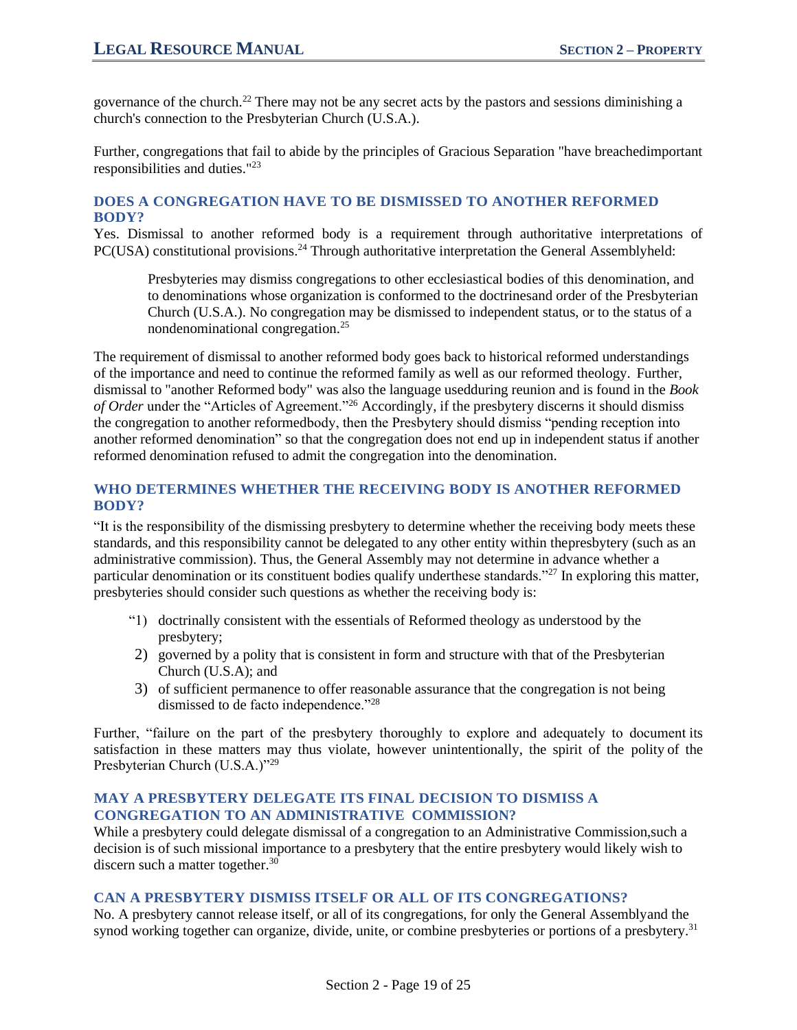governance of the church.[22] There may not be any secret acts by the pastors and sessions diminishing a church's connection to the Presbyterian Church (U.S.A.).

Further, congregations that fail to abide by the principles of Gracious Separation "have breachedimportant responsibilities and duties."[23]

### DOES A CONGREGATION HAVE TO BE DISMISSED TO ANOTHER REFORMED BODY?

Yes. Dismissal to another reformed body is a requirement through authoritative interpretations of PC(USA) constitutional provisions.[24] Through authoritative interpretation the General Assemblyheld:

> Presbyteries may dismiss congregations to other ecclesiastical bodies of this denomination, and to denominations whose organization is conformed to the doctrinesand order of the Presbyterian Church (U.S.A.). No congregation may be dismissed to independent status, or to the status of a nondenominational congregation.[25]

The requirement of dismissal to another reformed body goes back to historical reformed understandings of the importance and need to continue the reformed family as well as our reformed theology. Further, dismissal to "another Reformed body" was also the language usedduring reunion and is found in the *Book of Order* under the "Articles of Agreement."[26] Accordingly, if the presbytery discerns it should dismiss the congregation to another reformedbody, then the Presbytery should dismiss "pending reception into another reformed denomination" so that the congregation does not end up in independent status if another reformed denomination refused to admit the congregation into the denomination.

### WHO DETERMINES WHETHER THE RECEIVING BODY IS ANOTHER REFORMED BODY?

"It is the responsibility of the dismissing presbytery to determine whether the receiving body meets these standards, and this responsibility cannot be delegated to any other entity within thepresbytery (such as an administrative commission). Thus, the General Assembly may not determine in advance whether a particular denomination or its constituent bodies qualify underthese standards."[27] In exploring this matter, presbyteries should consider such questions as whether the receiving body is:

"1) doctrinally consistent with the essentials of Reformed theology as understood by the presbytery;
2) governed by a polity that is consistent in form and structure with that of the Presbyterian Church (U.S.A); and
3) of sufficient permanence to offer reasonable assurance that the congregation is not being dismissed to de facto independence."[28]

Further, "failure on the part of the presbytery thoroughly to explore and adequately to document its satisfaction in these matters may thus violate, however unintentionally, the spirit of the polity of the Presbyterian Church (U.S.A.)"[29]

### MAY A PRESBYTERY DELEGATE ITS FINAL DECISION TO DISMISS A CONGREGATION TO AN ADMINISTRATIVE COMMISSION?

While a presbytery could delegate dismissal of a congregation to an Administrative Commission,such a decision is of such missional importance to a presbytery that the entire presbytery would likely wish to discern such a matter together.[30]

### CAN A PRESBYTERY DISMISS ITSELF OR ALL OF ITS CONGREGATIONS?

No. A presbytery cannot release itself, or all of its congregations, for only the General Assemblyand the synod working together can organize, divide, unite, or combine presbyteries or portions of a presbytery.[31]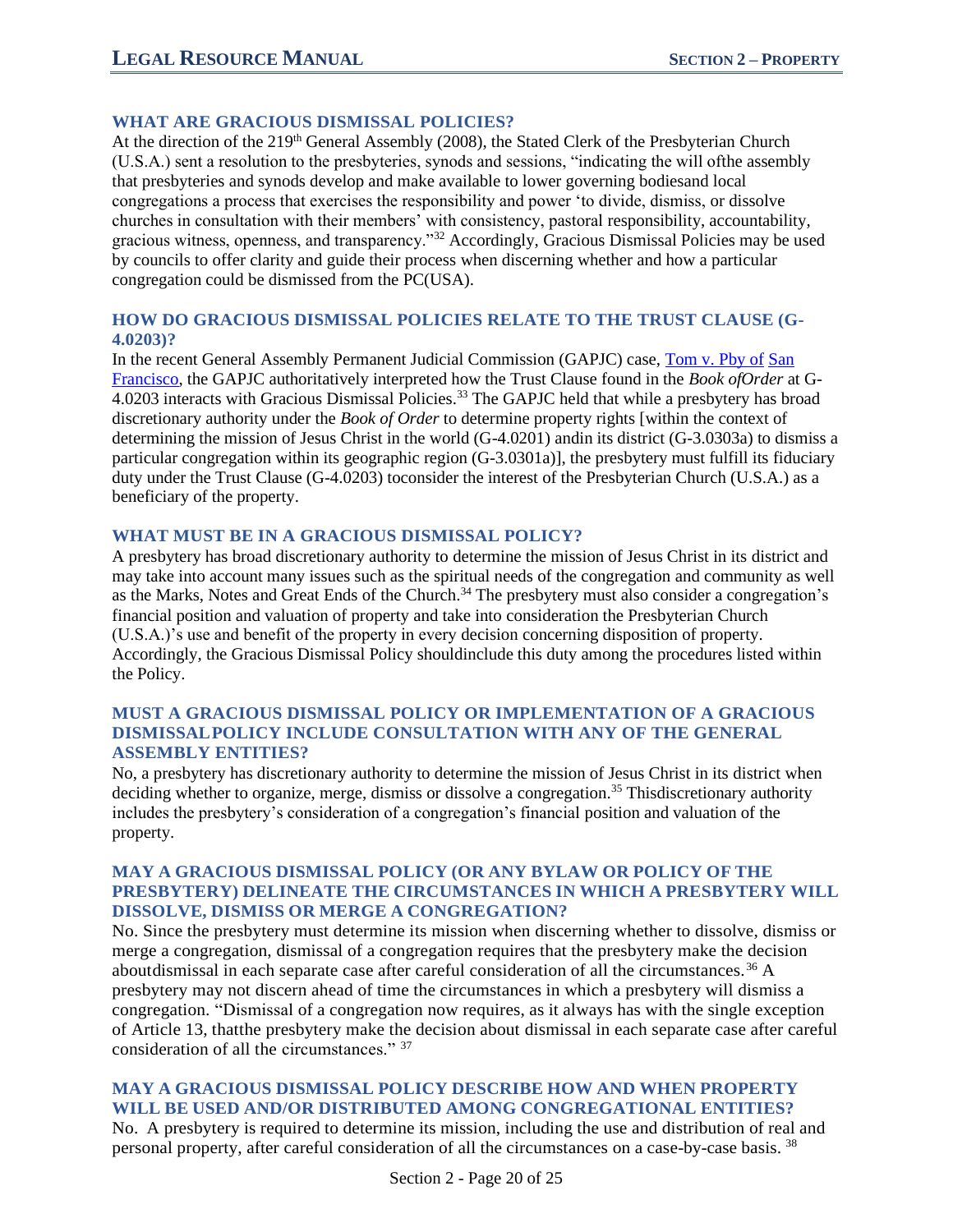### WHAT ARE GRACIOUS DISMISSAL POLICIES?

At the direction of the 219th General Assembly (2008), the Stated Clerk of the Presbyterian Church (U.S.A.) sent a resolution to the presbyteries, synods and sessions, "indicating the will ofthe assembly that presbyteries and synods develop and make available to lower governing bodiesand local congregations a process that exercises the responsibility and power 'to divide, dismiss, or dissolve churches in consultation with their members' with consistency, pastoral responsibility, accountability, gracious witness, openness, and transparency."[32] Accordingly, Gracious Dismissal Policies may be used by councils to offer clarity and guide their process when discerning whether and how a particular congregation could be dismissed from the PC(USA).

### HOW DO GRACIOUS DISMISSAL POLICIES RELATE TO THE TRUST CLAUSE (G-4.0203)?

In the recent General Assembly Permanent Judicial Commission (GAPJC) case, Tom v. Pby of San Francisco, the GAPJC authoritatively interpreted how the Trust Clause found in the *Book ofOrder* at G-4.0203 interacts with Gracious Dismissal Policies.[33] The GAPJC held that while a presbytery has broad discretionary authority under the *Book of Order* to determine property rights [within the context of determining the mission of Jesus Christ in the world (G-4.0201) andin its district (G-3.0303a) to dismiss a particular congregation within its geographic region (G-3.0301a)], the presbytery must fulfill its fiduciary duty under the Trust Clause (G-4.0203) toconsider the interest of the Presbyterian Church (U.S.A.) as a beneficiary of the property.

### WHAT MUST BE IN A GRACIOUS DISMISSAL POLICY?

A presbytery has broad discretionary authority to determine the mission of Jesus Christ in its district and may take into account many issues such as the spiritual needs of the congregation and community as well as the Marks, Notes and Great Ends of the Church.[34] The presbytery must also consider a congregation's financial position and valuation of property and take into consideration the Presbyterian Church (U.S.A.)'s use and benefit of the property in every decision concerning disposition of property. Accordingly, the Gracious Dismissal Policy shouldinclude this duty among the procedures listed within the Policy.

### MUST A GRACIOUS DISMISSAL POLICY OR IMPLEMENTATION OF A GRACIOUS DISMISSALPOLICY INCLUDE CONSULTATION WITH ANY OF THE GENERAL ASSEMBLY ENTITIES?

No, a presbytery has discretionary authority to determine the mission of Jesus Christ in its district when deciding whether to organize, merge, dismiss or dissolve a congregation.[35] Thisdiscretionary authority includes the presbytery's consideration of a congregation's financial position and valuation of the property.

### MAY A GRACIOUS DISMISSAL POLICY (OR ANY BYLAW OR POLICY OF THE PRESBYTERY) DELINEATE THE CIRCUMSTANCES IN WHICH A PRESBYTERY WILL DISSOLVE, DISMISS OR MERGE A CONGREGATION?

No. Since the presbytery must determine its mission when discerning whether to dissolve, dismiss or merge a congregation, dismissal of a congregation requires that the presbytery make the decision aboutdismissal in each separate case after careful consideration of all the circumstances.[36] A presbytery may not discern ahead of time the circumstances in which a presbytery will dismiss a congregation. "Dismissal of a congregation now requires, as it always has with the single exception of Article 13, thatthe presbytery make the decision about dismissal in each separate case after careful consideration of all the circumstances."[37]

### MAY A GRACIOUS DISMISSAL POLICY DESCRIBE HOW AND WHEN PROPERTY WILL BE USED AND/OR DISTRIBUTED AMONG CONGREGATIONAL ENTITIES?

No. A presbytery is required to determine its mission, including the use and distribution of real and personal property, after careful consideration of all the circumstances on a case-by-case basis.[38]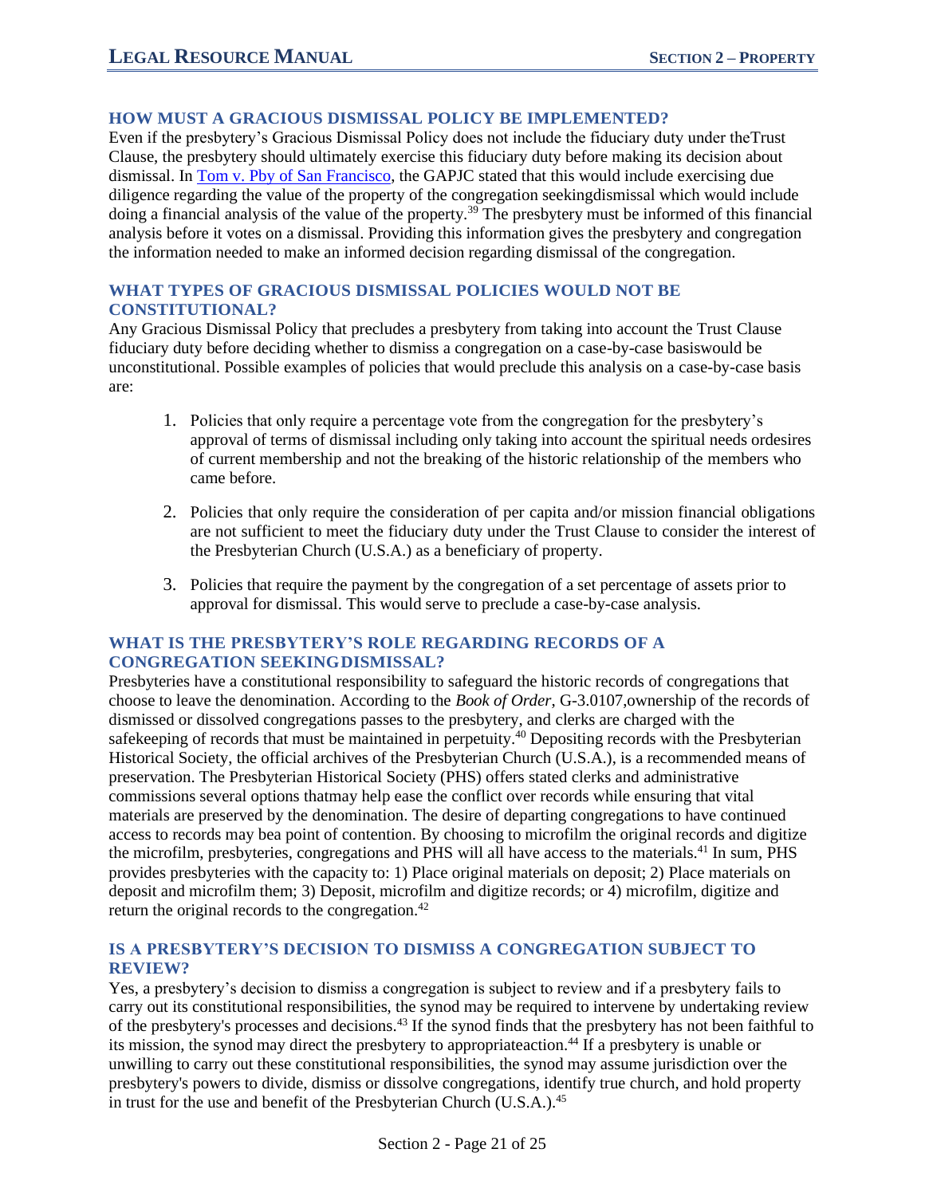### HOW MUST A GRACIOUS DISMISSAL POLICY BE IMPLEMENTED?

Even if the presbytery's Gracious Dismissal Policy does not include the fiduciary duty under theTrust Clause, the presbytery should ultimately exercise this fiduciary duty before making its decision about dismissal. In [Tom v. Pby of San Francisco](), the GAPJC stated that this would include exercising due diligence regarding the value of the property of the congregation seekingdismissal which would include doing a financial analysis of the value of the property.[39] The presbytery must be informed of this financial analysis before it votes on a dismissal. Providing this information gives the presbytery and congregation the information needed to make an informed decision regarding dismissal of the congregation.

### WHAT TYPES OF GRACIOUS DISMISSAL POLICIES WOULD NOT BE CONSTITUTIONAL?

Any Gracious Dismissal Policy that precludes a presbytery from taking into account the Trust Clause fiduciary duty before deciding whether to dismiss a congregation on a case-by-case basiswould be unconstitutional. Possible examples of policies that would preclude this analysis on a case-by-case basis are:

1. Policies that only require a percentage vote from the congregation for the presbytery's approval of terms of dismissal including only taking into account the spiritual needs ordesires of current membership and not the breaking of the historic relationship of the members who came before.
2. Policies that only require the consideration of per capita and/or mission financial obligations are not sufficient to meet the fiduciary duty under the Trust Clause to consider the interest of the Presbyterian Church (U.S.A.) as a beneficiary of property.
3. Policies that require the payment by the congregation of a set percentage of assets prior to approval for dismissal. This would serve to preclude a case-by-case analysis.

### WHAT IS THE PRESBYTERY'S ROLE REGARDING RECORDS OF A CONGREGATION SEEKINGDISMISSAL?

Presbyteries have a constitutional responsibility to safeguard the historic records of congregations that choose to leave the denomination. According to the *Book of Order*, G-3.0107,ownership of the records of dismissed or dissolved congregations passes to the presbytery, and clerks are charged with the safekeeping of records that must be maintained in perpetuity.[40] Depositing records with the Presbyterian Historical Society, the official archives of the Presbyterian Church (U.S.A.), is a recommended means of preservation. The Presbyterian Historical Society (PHS) offers stated clerks and administrative commissions several options thatmay help ease the conflict over records while ensuring that vital materials are preserved by the denomination. The desire of departing congregations to have continued access to records may bea point of contention. By choosing to microfilm the original records and digitize the microfilm, presbyteries, congregations and PHS will all have access to the materials.[41] In sum, PHS provides presbyteries with the capacity to: 1) Place original materials on deposit; 2) Place materials on deposit and microfilm them; 3) Deposit, microfilm and digitize records; or 4) microfilm, digitize and return the original records to the congregation.[42]

### IS A PRESBYTERY'S DECISION TO DISMISS A CONGREGATION SUBJECT TO REVIEW?

Yes, a presbytery's decision to dismiss a congregation is subject to review and if a presbytery fails to carry out its constitutional responsibilities, the synod may be required to intervene by undertaking review of the presbytery's processes and decisions.[43] If the synod finds that the presbytery has not been faithful to its mission, the synod may direct the presbytery to appropriateaction.[44] If a presbytery is unable or unwilling to carry out these constitutional responsibilities, the synod may assume jurisdiction over the presbytery's powers to divide, dismiss or dissolve congregations, identify true church, and hold property in trust for the use and benefit of the Presbyterian Church (U.S.A.).[45]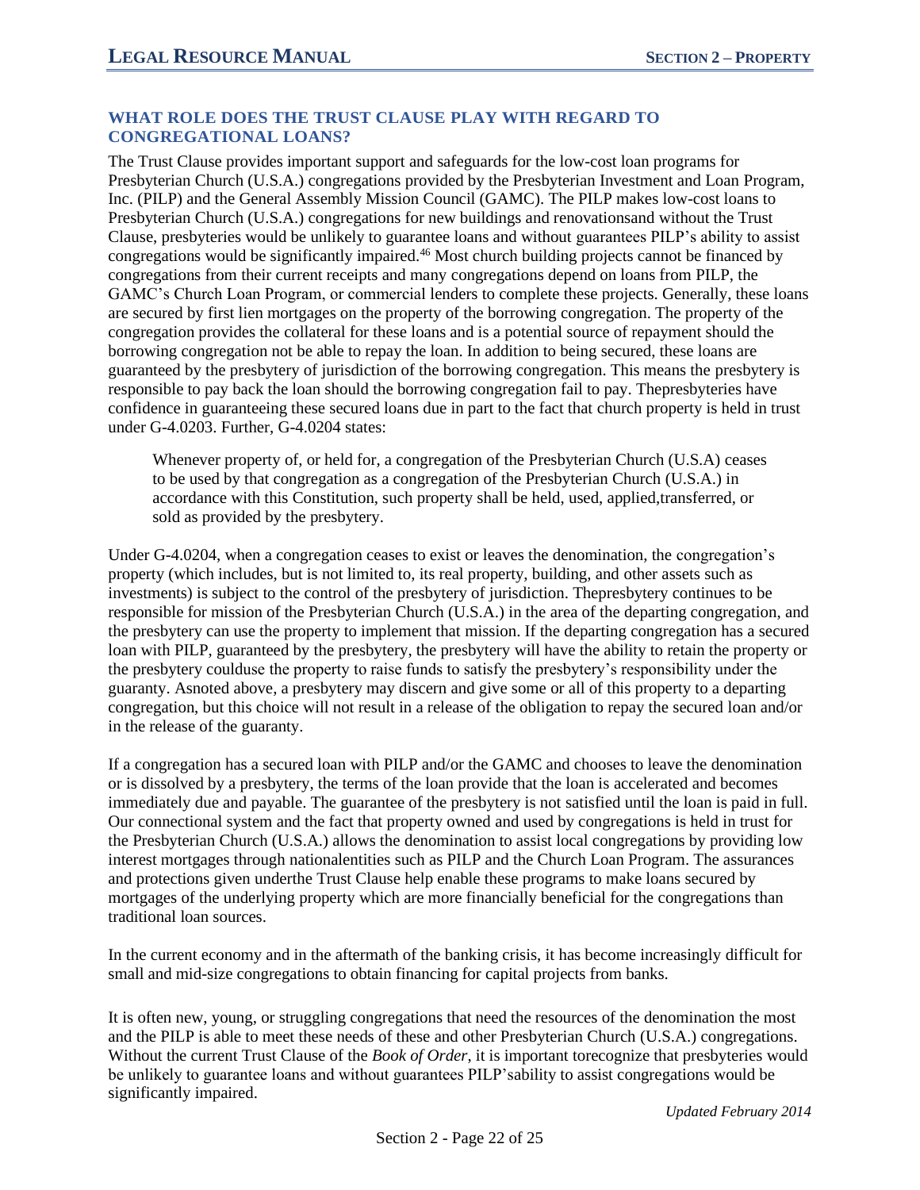## WHAT ROLE DOES THE TRUST CLAUSE PLAY WITH REGARD TO CONGREGATIONAL LOANS?

The Trust Clause provides important support and safeguards for the low-cost loan programs for Presbyterian Church (U.S.A.) congregations provided by the Presbyterian Investment and Loan Program, Inc. (PILP) and the General Assembly Mission Council (GAMC). The PILP makes low-cost loans to Presbyterian Church (U.S.A.) congregations for new buildings and renovationsand without the Trust Clause, presbyteries would be unlikely to guarantee loans and without guarantees PILP's ability to assist congregations would be significantly impaired.[46] Most church building projects cannot be financed by congregations from their current receipts and many congregations depend on loans from PILP, the GAMC's Church Loan Program, or commercial lenders to complete these projects. Generally, these loans are secured by first lien mortgages on the property of the borrowing congregation. The property of the congregation provides the collateral for these loans and is a potential source of repayment should the borrowing congregation not be able to repay the loan. In addition to being secured, these loans are guaranteed by the presbytery of jurisdiction of the borrowing congregation. This means the presbytery is responsible to pay back the loan should the borrowing congregation fail to pay. Thepresbyteries have confidence in guaranteeing these secured loans due in part to the fact that church property is held in trust under G-4.0203. Further, G-4.0204 states:

> Whenever property of, or held for, a congregation of the Presbyterian Church (U.S.A) ceases to be used by that congregation as a congregation of the Presbyterian Church (U.S.A.) in accordance with this Constitution, such property shall be held, used, applied,transferred, or sold as provided by the presbytery.

Under G-4.0204, when a congregation ceases to exist or leaves the denomination, the congregation's property (which includes, but is not limited to, its real property, building, and other assets such as investments) is subject to the control of the presbytery of jurisdiction. Thepresbytery continues to be responsible for mission of the Presbyterian Church (U.S.A.) in the area of the departing congregation, and the presbytery can use the property to implement that mission. If the departing congregation has a secured loan with PILP, guaranteed by the presbytery, the presbytery will have the ability to retain the property or the presbytery coulduse the property to raise funds to satisfy the presbytery's responsibility under the guaranty. Asnoted above, a presbytery may discern and give some or all of this property to a departing congregation, but this choice will not result in a release of the obligation to repay the secured loan and/or in the release of the guaranty.

If a congregation has a secured loan with PILP and/or the GAMC and chooses to leave the denomination or is dissolved by a presbytery, the terms of the loan provide that the loan is accelerated and becomes immediately due and payable. The guarantee of the presbytery is not satisfied until the loan is paid in full. Our connectional system and the fact that property owned and used by congregations is held in trust for the Presbyterian Church (U.S.A.) allows the denomination to assist local congregations by providing low interest mortgages through nationalentities such as PILP and the Church Loan Program. The assurances and protections given underthe Trust Clause help enable these programs to make loans secured by mortgages of the underlying property which are more financially beneficial for the congregations than traditional loan sources.

In the current economy and in the aftermath of the banking crisis, it has become increasingly difficult for small and mid-size congregations to obtain financing for capital projects from banks.

It is often new, young, or struggling congregations that need the resources of the denomination the most and the PILP is able to meet these needs of these and other Presbyterian Church (U.S.A.) congregations. Without the current Trust Clause of the *Book of Order*, it is important torecognize that presbyteries would be unlikely to guarantee loans and without guarantees PILP'sability to assist congregations would be significantly impaired.

*Updated February 2014*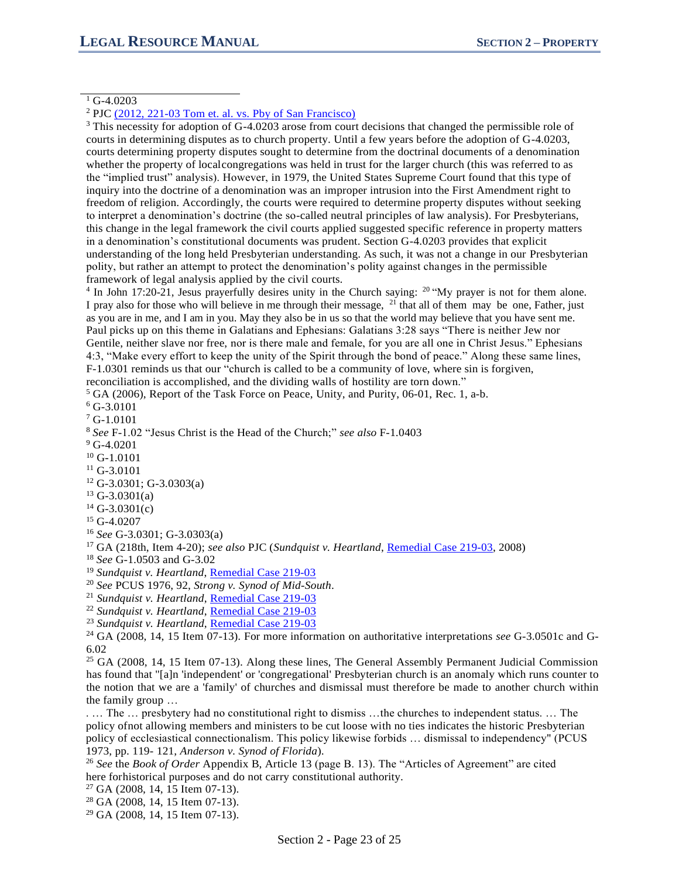[1] G-4.0203

[2] PJC [(2012, 221-03 Tom et. al. vs. Pby of San Francisco)]

[3] This necessity for adoption of G-4.0203 arose from court decisions that changed the permissible role of courts in determining disputes as to church property. Until a few years before the adoption of G-4.0203, courts determining property disputes sought to determine from the doctrinal documents of a denomination whether the property of localcongregations was held in trust for the larger church (this was referred to as the "implied trust" analysis). However, in 1979, the United States Supreme Court found that this type of inquiry into the doctrine of a denomination was an improper intrusion into the First Amendment right to freedom of religion. Accordingly, the courts were required to determine property disputes without seeking to interpret a denomination's doctrine (the so-called neutral principles of law analysis). For Presbyterians, this change in the legal framework the civil courts applied suggested specific reference in property matters in a denomination's constitutional documents was prudent. Section G-4.0203 provides that explicit understanding of the long held Presbyterian understanding. As such, it was not a change in our Presbyterian polity, but rather an attempt to protect the denomination's polity against changes in the permissible framework of legal analysis applied by the civil courts.

[4] In John 17:20-21, Jesus prayerfully desires unity in the Church saying: [20] "My prayer is not for them alone. I pray also for those who will believe in me through their message, [21] that all of them may be one, Father, just as you are in me, and I am in you. May they also be in us so that the world may believe that you have sent me. Paul picks up on this theme in Galatians and Ephesians: Galatians 3:28 says "There is neither Jew nor Gentile, neither slave nor free, nor is there male and female, for you are all one in Christ Jesus." Ephesians 4:3, "Make every effort to keep the unity of the Spirit through the bond of peace." Along these same lines, F-1.0301 reminds us that our "church is called to be a community of love, where sin is forgiven, reconciliation is accomplished, and the dividing walls of hostility are torn down."

[5] GA (2006), Report of the Task Force on Peace, Unity, and Purity, 06-01, Rec. 1, a-b.

[6] G-3.0101

[7] G-1.0101

[8] *See* F-1.02 "Jesus Christ is the Head of the Church;" *see also* F-1.0403

[9] G-4.0201

[10] G-1.0101

[11] G-3.0101

[12] G-3.0301; G-3.0303(a)

[13] G-3.0301(a)

[14] G-3.0301(c)

[15] G-4.0207

[16] *See* G-3.0301; G-3.0303(a)

[17] GA (218th, Item 4-20); *see also* PJC (*Sundquist v. Heartland*, Remedial Case 219-03, 2008)

[18] *See* G-1.0503 and G-3.02

[19] *Sundquist v. Heartland*, Remedial Case 219-03

[20] *See* PCUS 1976, 92, *Strong v. Synod of Mid-South*.

[21] *Sundquist v. Heartland*, Remedial Case 219-03

[22] *Sundquist v. Heartland*, Remedial Case 219-03

[23] *Sundquist v. Heartland*, Remedial Case 219-03

[24] GA (2008, 14, 15 Item 07-13). For more information on authoritative interpretations *see* G-3.0501c and G-6.02

[25] GA (2008, 14, 15 Item 07-13). Along these lines, The General Assembly Permanent Judicial Commission has found that "[a]n 'independent' or 'congregational' Presbyterian church is an anomaly which runs counter to the notion that we are a 'family' of churches and dismissal must therefore be made to another church within the family group …

. … The … presbytery had no constitutional right to dismiss …the churches to independent status. … The policy ofnot allowing members and ministers to be cut loose with no ties indicates the historic Presbyterian policy of ecclesiastical connectionalism. This policy likewise forbids … dismissal to independency" (PCUS 1973, pp. 119- 121, *Anderson v. Synod of Florida*).

[26] *See* the *Book of Order* Appendix B, Article 13 (page B. 13). The "Articles of Agreement" are cited here forhistorical purposes and do not carry constitutional authority.

[27] GA (2008, 14, 15 Item 07-13).

[28] GA (2008, 14, 15 Item 07-13).

[29] GA (2008, 14, 15 Item 07-13).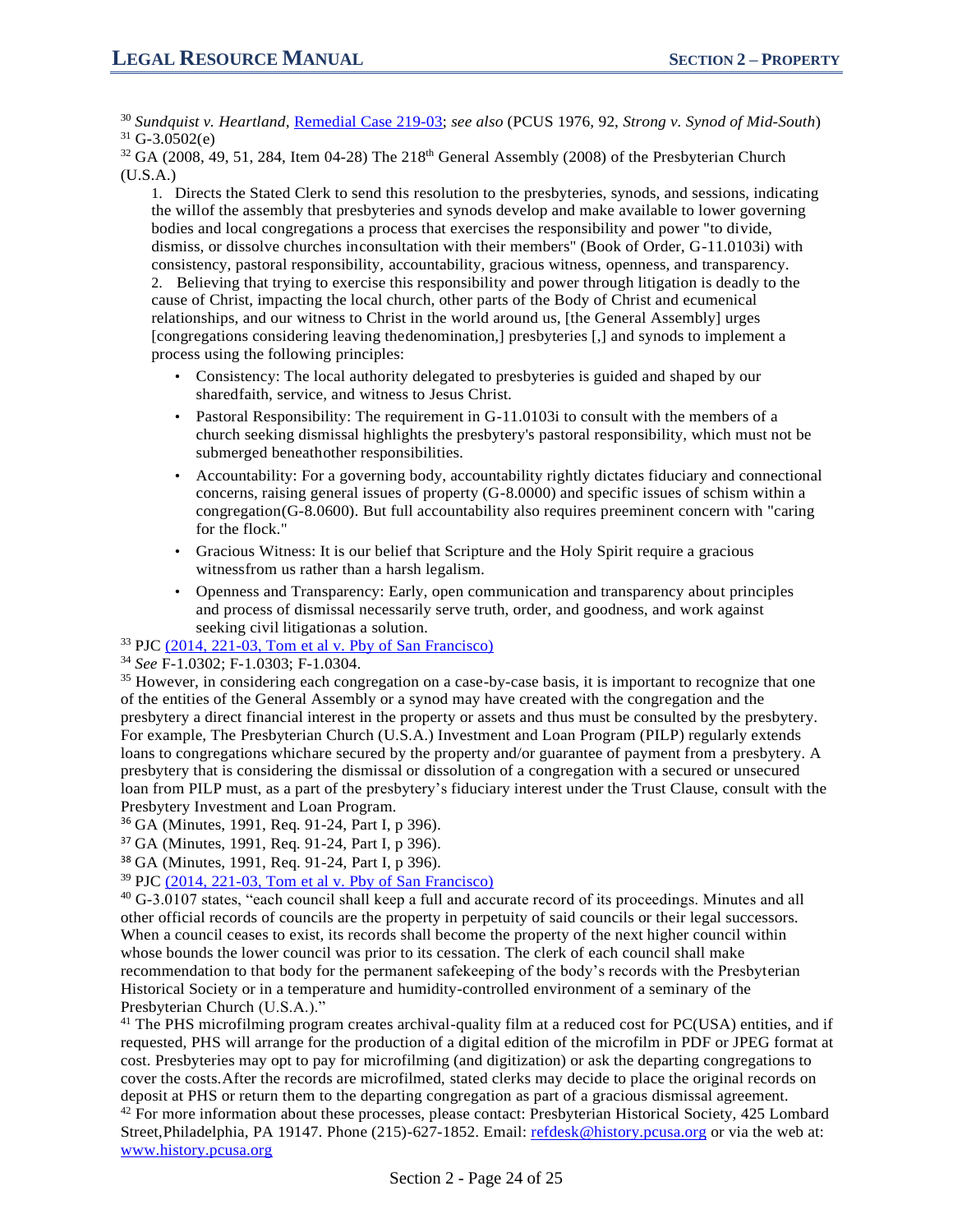[30] *Sundquist v. Heartland*, Remedial Case 219-03; *see also* (PCUS 1976, 92, *Strong v. Synod of Mid-South*)

[31] G-3.0502(e)

[32] GA (2008, 49, 51, 284, Item 04-28) The 218th General Assembly (2008) of the Presbyterian Church (U.S.A.)

> 1. Directs the Stated Clerk to send this resolution to the presbyteries, synods, and sessions, indicating the willof the assembly that presbyteries and synods develop and make available to lower governing bodies and local congregations a process that exercises the responsibility and power "to divide, dismiss, or dissolve churches inconsultation with their members" (Book of Order, G-11.0103i) with consistency, pastoral responsibility, accountability, gracious witness, openness, and transparency.
>
> 2. Believing that trying to exercise this responsibility and power through litigation is deadly to the cause of Christ, impacting the local church, other parts of the Body of Christ and ecumenical relationships, and our witness to Christ in the world around us, [the General Assembly] urges [congregations considering leaving thedenomination,] presbyteries [,] and synods to implement a process using the following principles:
>
> - Consistency: The local authority delegated to presbyteries is guided and shaped by our sharedfaith, service, and witness to Jesus Christ.
> - Pastoral Responsibility: The requirement in G-11.0103i to consult with the members of a church seeking dismissal highlights the presbytery's pastoral responsibility, which must not be submerged beneathother responsibilities.
> - Accountability: For a governing body, accountability rightly dictates fiduciary and connectional concerns, raising general issues of property (G-8.0000) and specific issues of schism within a congregation(G-8.0600). But full accountability also requires preeminent concern with "caring for the flock."
> - Gracious Witness: It is our belief that Scripture and the Holy Spirit require a gracious witnessfrom us rather than a harsh legalism.
> - Openness and Transparency: Early, open communication and transparency about principles and process of dismissal necessarily serve truth, order, and goodness, and work against seeking civil litigationas a solution.

[33] PJC (2014, 221-03, Tom et al v. Pby of San Francisco)

[34] *See* F-1.0302; F-1.0303; F-1.0304.

[35] However, in considering each congregation on a case-by-case basis, it is important to recognize that one of the entities of the General Assembly or a synod may have created with the congregation and the presbytery a direct financial interest in the property or assets and thus must be consulted by the presbytery. For example, The Presbyterian Church (U.S.A.) Investment and Loan Program (PILP) regularly extends loans to congregations whichare secured by the property and/or guarantee of payment from a presbytery. A presbytery that is considering the dismissal or dissolution of a congregation with a secured or unsecured loan from PILP must, as a part of the presbytery's fiduciary interest under the Trust Clause, consult with the Presbytery Investment and Loan Program.

[36] GA (Minutes, 1991, Req. 91-24, Part I, p 396).

[37] GA (Minutes, 1991, Req. 91-24, Part I, p 396).

[38] GA (Minutes, 1991, Req. 91-24, Part I, p 396).

[39] PJC (2014, 221-03, Tom et al v. Pby of San Francisco)

[40] G-3.0107 states, "each council shall keep a full and accurate record of its proceedings. Minutes and all other official records of councils are the property in perpetuity of said councils or their legal successors. When a council ceases to exist, its records shall become the property of the next higher council within whose bounds the lower council was prior to its cessation. The clerk of each council shall make recommendation to that body for the permanent safekeeping of the body's records with the Presbyterian Historical Society or in a temperature and humidity-controlled environment of a seminary of the Presbyterian Church (U.S.A.)."

[41] The PHS microfilming program creates archival-quality film at a reduced cost for PC(USA) entities, and if requested, PHS will arrange for the production of a digital edition of the microfilm in PDF or JPEG format at cost. Presbyteries may opt to pay for microfilming (and digitization) or ask the departing congregations to cover the costs.After the records are microfilmed, stated clerks may decide to place the original records on deposit at PHS or return them to the departing congregation as part of a gracious dismissal agreement.

[42] For more information about these processes, please contact: Presbyterian Historical Society, 425 Lombard Street,Philadelphia, PA 19147. Phone (215)-627-1852. Email: refdesk@history.pcusa.org or via the web at: www.history.pcusa.org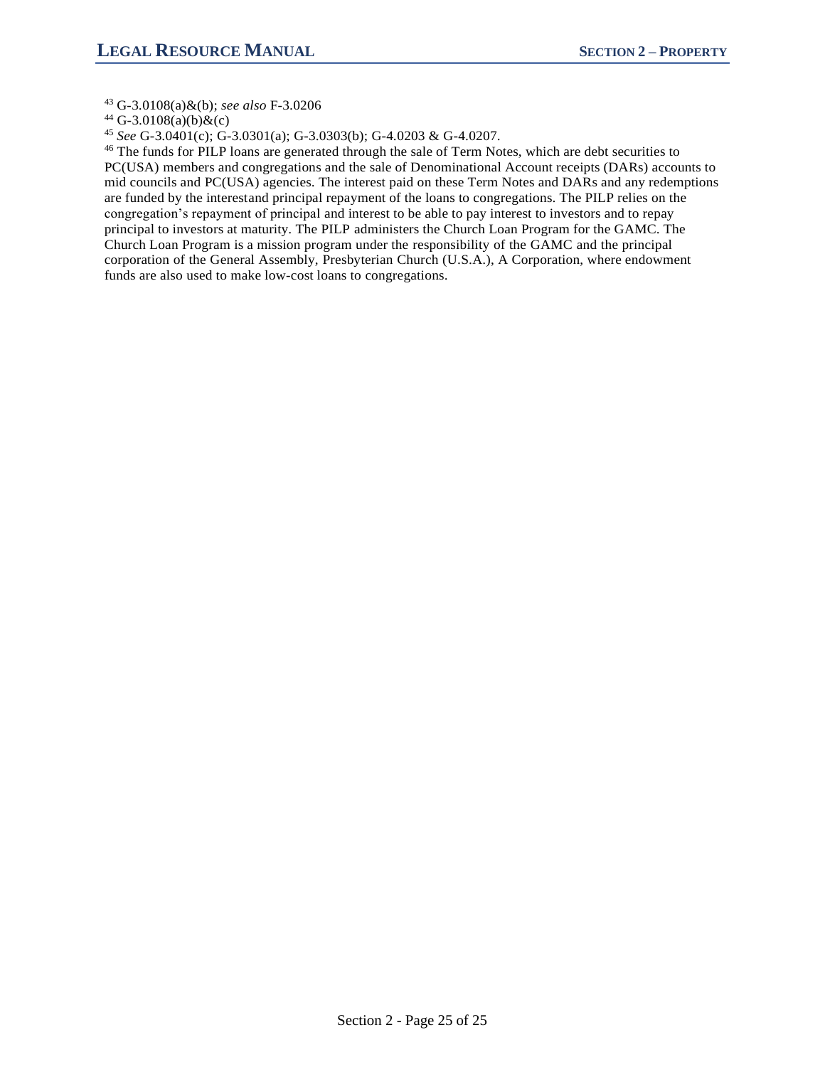[43] G-3.0108(a)&(b); *see also* F-3.0206

[44] G-3.0108(a)(b)&(c)

[45] *See* G-3.0401(c); G-3.0301(a); G-3.0303(b); G-4.0203 & G-4.0207.

[46] The funds for PILP loans are generated through the sale of Term Notes, which are debt securities to PC(USA) members and congregations and the sale of Denominational Account receipts (DARs) accounts to mid councils and PC(USA) agencies. The interest paid on these Term Notes and DARs and any redemptions are funded by the interestand principal repayment of the loans to congregations. The PILP relies on the congregation's repayment of principal and interest to be able to pay interest to investors and to repay principal to investors at maturity. The PILP administers the Church Loan Program for the GAMC. The Church Loan Program is a mission program under the responsibility of the GAMC and the principal corporation of the General Assembly, Presbyterian Church (U.S.A.), A Corporation, where endowment funds are also used to make low-cost loans to congregations.